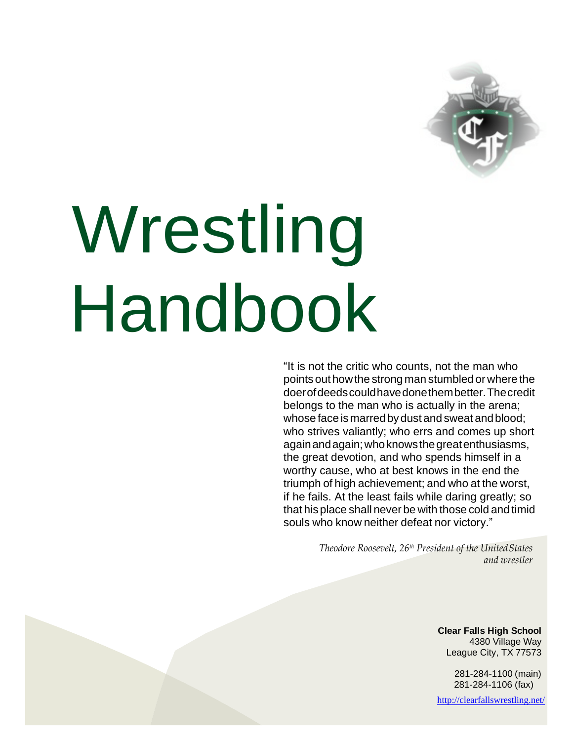# Wrestling Handbook

"It is not the critic who counts, not the man who points out how the strong man stumbled or where the doer of deeds could have done them better. The credit belongs to the man who is actually in the arena; whose face is marred by dust and sweat and blood; who strives valiantly; who errs and comes up short again and again; who knows the great enthusiasms, the great devotion, and who spends himself in a worthy cause, who at best knows in the end the triumph of high achievement; and who at the worst, if he fails. At the least fails while daring greatly; so that his place shall never be with those cold and timid souls who know neither defeat nor victory."

*Theodore Roosevelt, 26th President of the United States and wrestler*

**Clear Falls High School**
4380 Village Way
League City, TX 77573

281-284-1100 (main)
281-284-1106 (fax)

http://clearfallswrestling.net/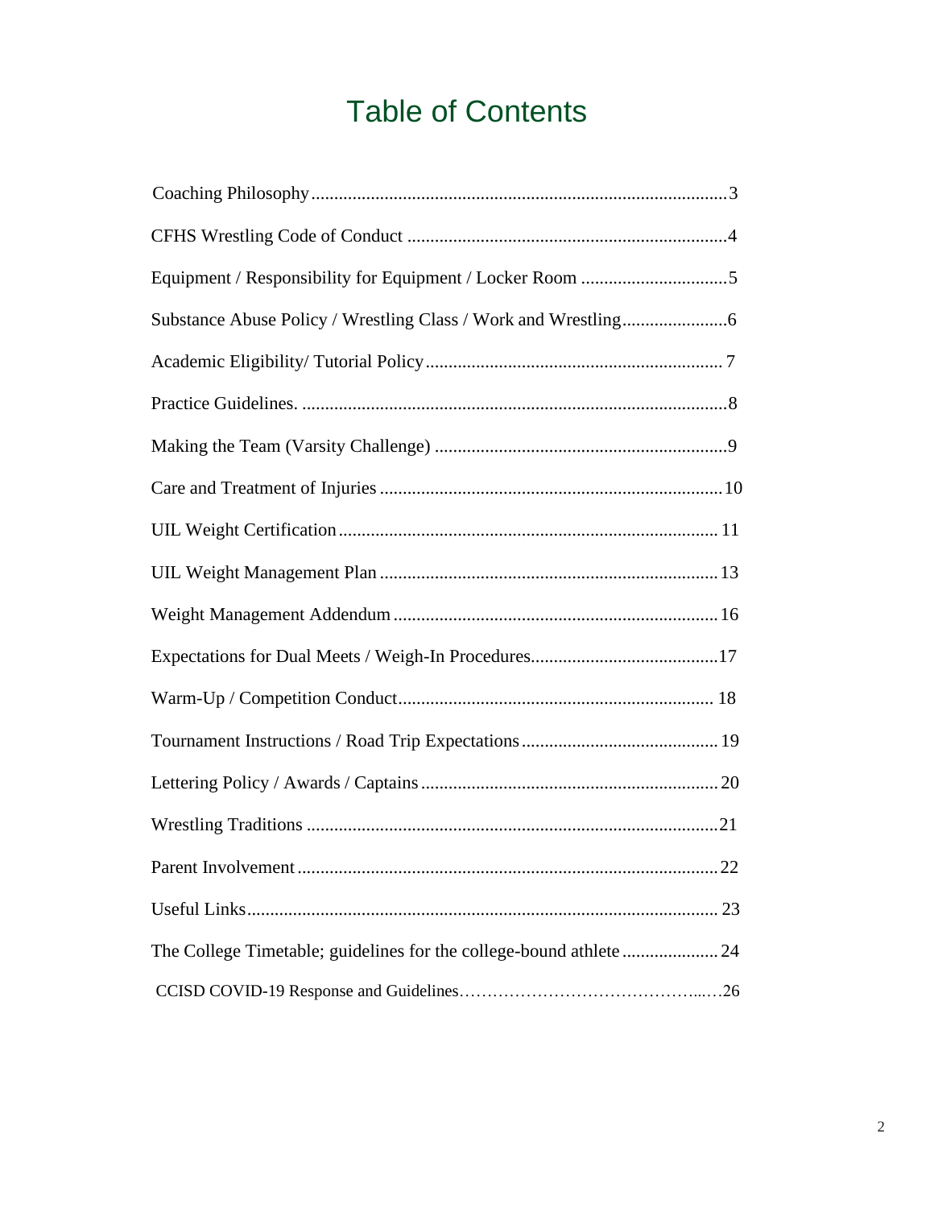# Table of Contents

| | |
|---|---|
| Coaching Philosophy | 3 |
| CFHS Wrestling Code of Conduct | 4 |
| Equipment / Responsibility for Equipment / Locker Room | 5 |
| Substance Abuse Policy / Wrestling Class / Work and Wrestling | 6 |
| Academic Eligibility/ Tutorial Policy | 7 |
| Practice Guidelines. | 8 |
| Making the Team (Varsity Challenge) | 9 |
| Care and Treatment of Injuries | 10 |
| UIL Weight Certification | 11 |
| UIL Weight Management Plan | 13 |
| Weight Management Addendum | 16 |
| Expectations for Dual Meets / Weigh-In Procedures | 17 |
| Warm-Up / Competition Conduct | 18 |
| Tournament Instructions / Road Trip Expectations | 19 |
| Lettering Policy / Awards / Captains | 20 |
| Wrestling Traditions | 21 |
| Parent Involvement | 22 |
| Useful Links | 23 |
| The College Timetable; guidelines for the college-bound athlete | 24 |
| CCISD COVID-19 Response and Guidelines | 26 |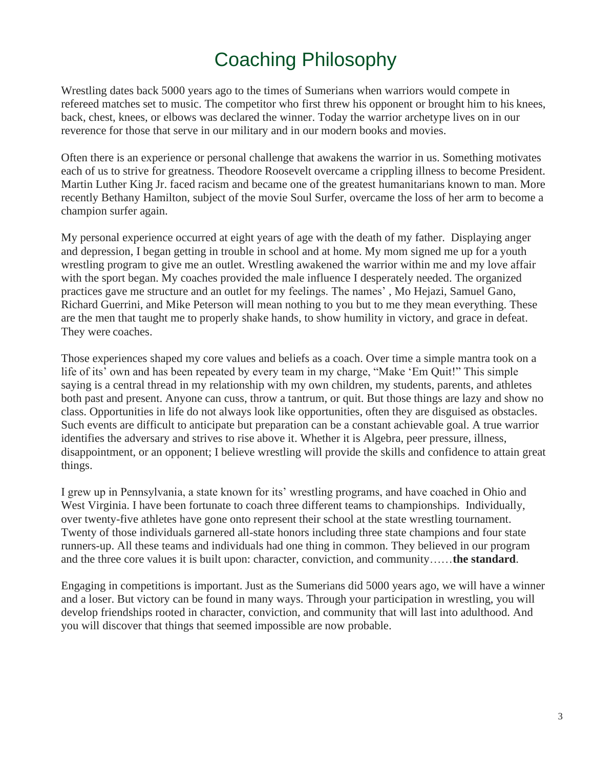# Coaching Philosophy

Wrestling dates back 5000 years ago to the times of Sumerians when warriors would compete in refereed matches set to music. The competitor who first threw his opponent or brought him to his knees, back, chest, knees, or elbows was declared the winner. Today the warrior archetype lives on in our reverence for those that serve in our military and in our modern books and movies.

Often there is an experience or personal challenge that awakens the warrior in us. Something motivates each of us to strive for greatness. Theodore Roosevelt overcame a crippling illness to become President. Martin Luther King Jr. faced racism and became one of the greatest humanitarians known to man. More recently Bethany Hamilton, subject of the movie Soul Surfer, overcame the loss of her arm to become a champion surfer again.

My personal experience occurred at eight years of age with the death of my father. Displaying anger and depression, I began getting in trouble in school and at home. My mom signed me up for a youth wrestling program to give me an outlet. Wrestling awakened the warrior within me and my love affair with the sport began. My coaches provided the male influence I desperately needed. The organized practices gave me structure and an outlet for my feelings. The names' , Mo Hejazi, Samuel Gano, Richard Guerrini, and Mike Peterson will mean nothing to you but to me they mean everything. These are the men that taught me to properly shake hands, to show humility in victory, and grace in defeat. They were coaches.

Those experiences shaped my core values and beliefs as a coach. Over time a simple mantra took on a life of its' own and has been repeated by every team in my charge, "Make 'Em Quit!" This simple saying is a central thread in my relationship with my own children, my students, parents, and athletes both past and present. Anyone can cuss, throw a tantrum, or quit. But those things are lazy and show no class. Opportunities in life do not always look like opportunities, often they are disguised as obstacles. Such events are difficult to anticipate but preparation can be a constant achievable goal. A true warrior identifies the adversary and strives to rise above it. Whether it is Algebra, peer pressure, illness, disappointment, or an opponent; I believe wrestling will provide the skills and confidence to attain great things.

I grew up in Pennsylvania, a state known for its' wrestling programs, and have coached in Ohio and West Virginia. I have been fortunate to coach three different teams to championships. Individually, over twenty-five athletes have gone onto represent their school at the state wrestling tournament. Twenty of those individuals garnered all-state honors including three state champions and four state runners-up. All these teams and individuals had one thing in common. They believed in our program and the three core values it is built upon: character, conviction, and community……**the standard**.

Engaging in competitions is important. Just as the Sumerians did 5000 years ago, we will have a winner and a loser. But victory can be found in many ways. Through your participation in wrestling, you will develop friendships rooted in character, conviction, and community that will last into adulthood. And you will discover that things that seemed impossible are now probable.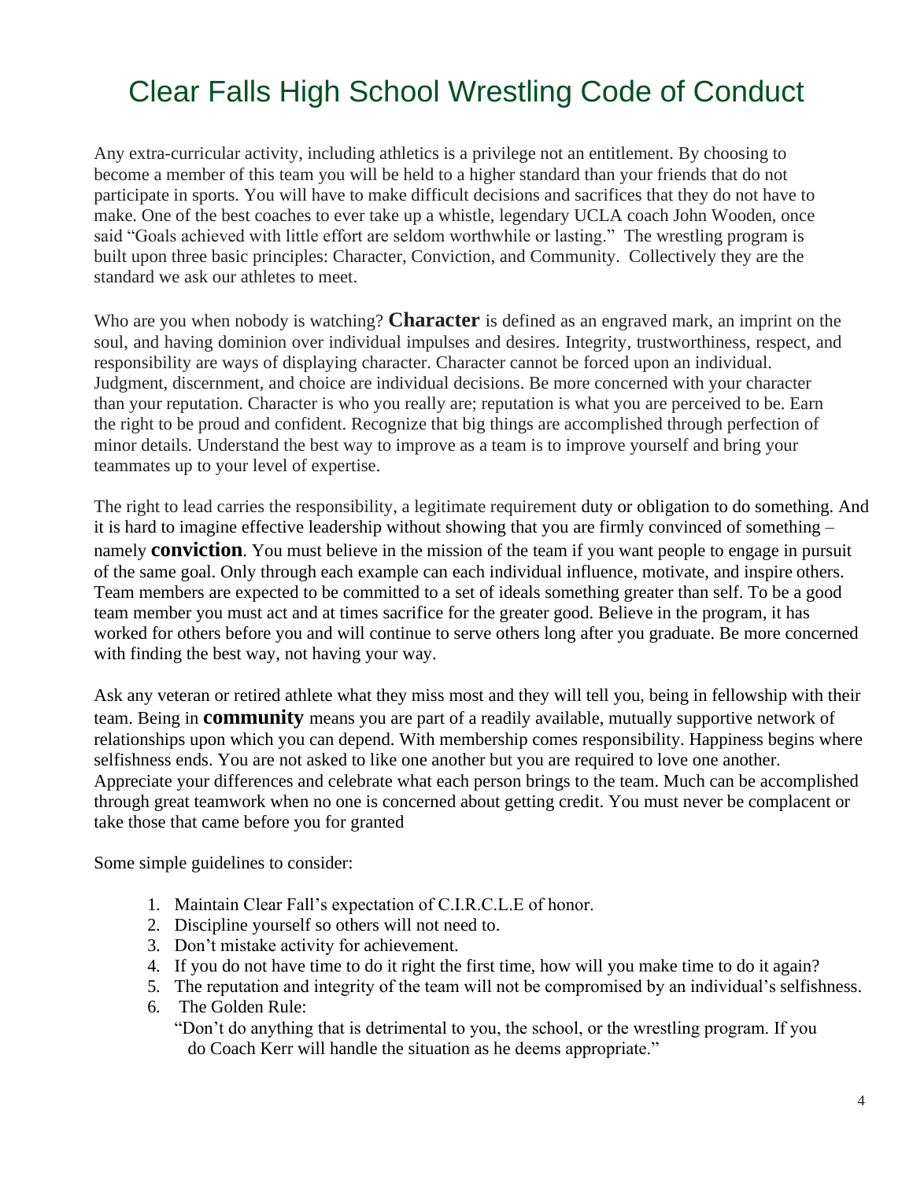# Clear Falls High School Wrestling Code of Conduct

Any extra-curricular activity, including athletics is a privilege not an entitlement. By choosing to become a member of this team you will be held to a higher standard than your friends that do not participate in sports. You will have to make difficult decisions and sacrifices that they do not have to make. One of the best coaches to ever take up a whistle, legendary UCLA coach John Wooden, once said "Goals achieved with little effort are seldom worthwhile or lasting." The wrestling program is built upon three basic principles: Character, Conviction, and Community. Collectively they are the standard we ask our athletes to meet.

Who are you when nobody is watching? **Character** is defined as an engraved mark, an imprint on the soul, and having dominion over individual impulses and desires. Integrity, trustworthiness, respect, and responsibility are ways of displaying character. Character cannot be forced upon an individual. Judgment, discernment, and choice are individual decisions. Be more concerned with your character than your reputation. Character is who you really are; reputation is what you are perceived to be. Earn the right to be proud and confident. Recognize that big things are accomplished through perfection of minor details. Understand the best way to improve as a team is to improve yourself and bring your teammates up to your level of expertise.

The right to lead carries the responsibility, a legitimate requirement duty or obligation to do something. And it is hard to imagine effective leadership without showing that you are firmly convinced of something – namely **conviction**. You must believe in the mission of the team if you want people to engage in pursuit of the same goal. Only through each example can each individual influence, motivate, and inspire others. Team members are expected to be committed to a set of ideals something greater than self. To be a good team member you must act and at times sacrifice for the greater good. Believe in the program, it has worked for others before you and will continue to serve others long after you graduate. Be more concerned with finding the best way, not having your way.

Ask any veteran or retired athlete what they miss most and they will tell you, being in fellowship with their team. Being in **community** means you are part of a readily available, mutually supportive network of relationships upon which you can depend. With membership comes responsibility. Happiness begins where selfishness ends. You are not asked to like one another but you are required to love one another. Appreciate your differences and celebrate what each person brings to the team. Much can be accomplished through great teamwork when no one is concerned about getting credit. You must never be complacent or take those that came before you for granted

Some simple guidelines to consider:

1. Maintain Clear Fall's expectation of C.I.R.C.L.E of honor.
2. Discipline yourself so others will not need to.
3. Don't mistake activity for achievement.
4. If you do not have time to do it right the first time, how will you make time to do it again?
5. The reputation and integrity of the team will not be compromised by an individual's selfishness.
6. The Golden Rule:
   "Don't do anything that is detrimental to you, the school, or the wrestling program. If you do Coach Kerr will handle the situation as he deems appropriate."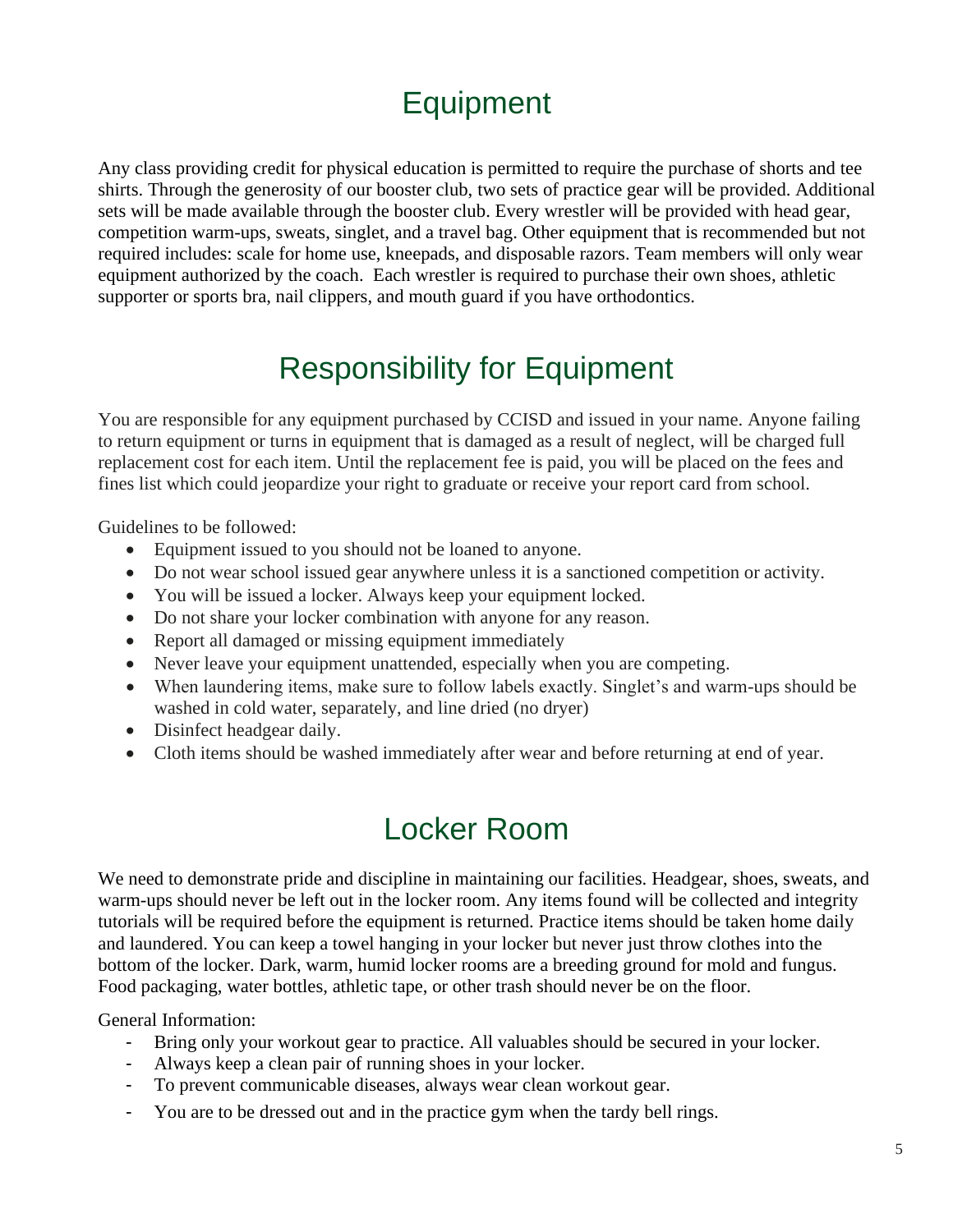# Equipment

Any class providing credit for physical education is permitted to require the purchase of shorts and tee shirts. Through the generosity of our booster club, two sets of practice gear will be provided. Additional sets will be made available through the booster club. Every wrestler will be provided with head gear, competition warm-ups, sweats, singlet, and a travel bag. Other equipment that is recommended but not required includes: scale for home use, kneepads, and disposable razors. Team members will only wear equipment authorized by the coach. Each wrestler is required to purchase their own shoes, athletic supporter or sports bra, nail clippers, and mouth guard if you have orthodontics.

# Responsibility for Equipment

You are responsible for any equipment purchased by CCISD and issued in your name. Anyone failing to return equipment or turns in equipment that is damaged as a result of neglect, will be charged full replacement cost for each item. Until the replacement fee is paid, you will be placed on the fees and fines list which could jeopardize your right to graduate or receive your report card from school.

Guidelines to be followed:

- Equipment issued to you should not be loaned to anyone.
- Do not wear school issued gear anywhere unless it is a sanctioned competition or activity.
- You will be issued a locker. Always keep your equipment locked.
- Do not share your locker combination with anyone for any reason.
- Report all damaged or missing equipment immediately
- Never leave your equipment unattended, especially when you are competing.
- When laundering items, make sure to follow labels exactly. Singlet's and warm-ups should be washed in cold water, separately, and line dried (no dryer)
- Disinfect headgear daily.
- Cloth items should be washed immediately after wear and before returning at end of year.

# Locker Room

We need to demonstrate pride and discipline in maintaining our facilities. Headgear, shoes, sweats, and warm-ups should never be left out in the locker room. Any items found will be collected and integrity tutorials will be required before the equipment is returned. Practice items should be taken home daily and laundered. You can keep a towel hanging in your locker but never just throw clothes into the bottom of the locker. Dark, warm, humid locker rooms are a breeding ground for mold and fungus. Food packaging, water bottles, athletic tape, or other trash should never be on the floor.

General Information:

- Bring only your workout gear to practice. All valuables should be secured in your locker.
- Always keep a clean pair of running shoes in your locker.
- To prevent communicable diseases, always wear clean workout gear.
- You are to be dressed out and in the practice gym when the tardy bell rings.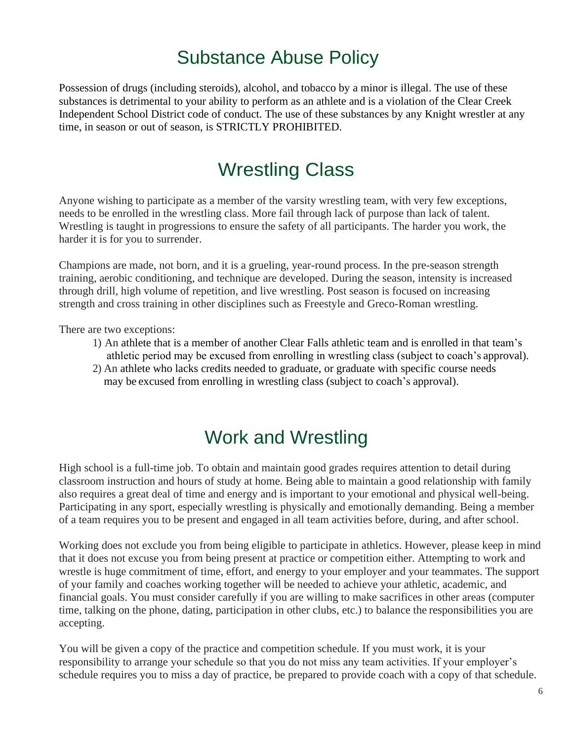# Substance Abuse Policy

Possession of drugs (including steroids), alcohol, and tobacco by a minor is illegal. The use of these substances is detrimental to your ability to perform as an athlete and is a violation of the Clear Creek Independent School District code of conduct. The use of these substances by any Knight wrestler at any time, in season or out of season, is STRICTLY PROHIBITED.

# Wrestling Class

Anyone wishing to participate as a member of the varsity wrestling team, with very few exceptions, needs to be enrolled in the wrestling class. More fail through lack of purpose than lack of talent. Wrestling is taught in progressions to ensure the safety of all participants. The harder you work, the harder it is for you to surrender.

Champions are made, not born, and it is a grueling, year-round process. In the pre-season strength training, aerobic conditioning, and technique are developed. During the season, intensity is increased through drill, high volume of repetition, and live wrestling. Post season is focused on increasing strength and cross training in other disciplines such as Freestyle and Greco-Roman wrestling.

There are two exceptions:

1) An athlete that is a member of another Clear Falls athletic team and is enrolled in that team's athletic period may be excused from enrolling in wrestling class (subject to coach's approval).
2) An athlete who lacks credits needed to graduate, or graduate with specific course needs may be excused from enrolling in wrestling class (subject to coach's approval).

# Work and Wrestling

High school is a full-time job. To obtain and maintain good grades requires attention to detail during classroom instruction and hours of study at home. Being able to maintain a good relationship with family also requires a great deal of time and energy and is important to your emotional and physical well-being. Participating in any sport, especially wrestling is physically and emotionally demanding. Being a member of a team requires you to be present and engaged in all team activities before, during, and after school.

Working does not exclude you from being eligible to participate in athletics. However, please keep in mind that it does not excuse you from being present at practice or competition either. Attempting to work and wrestle is huge commitment of time, effort, and energy to your employer and your teammates. The support of your family and coaches working together will be needed to achieve your athletic, academic, and financial goals. You must consider carefully if you are willing to make sacrifices in other areas (computer time, talking on the phone, dating, participation in other clubs, etc.) to balance the responsibilities you are accepting.

You will be given a copy of the practice and competition schedule. If you must work, it is your responsibility to arrange your schedule so that you do not miss any team activities. If your employer's schedule requires you to miss a day of practice, be prepared to provide coach with a copy of that schedule.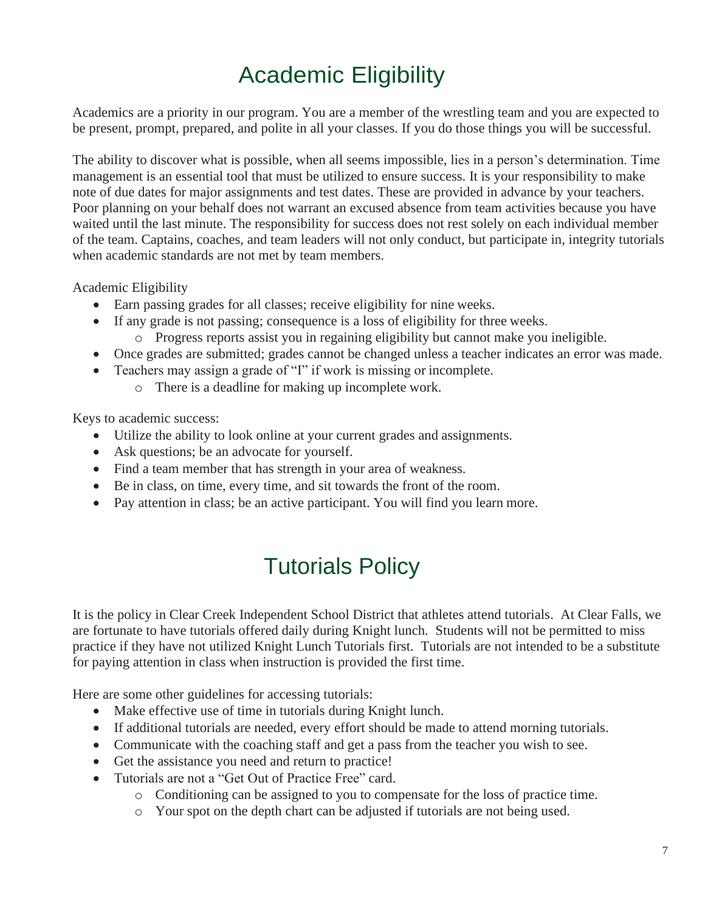# Academic Eligibility

Academics are a priority in our program. You are a member of the wrestling team and you are expected to be present, prompt, prepared, and polite in all your classes. If you do those things you will be successful.

The ability to discover what is possible, when all seems impossible, lies in a person's determination. Time management is an essential tool that must be utilized to ensure success. It is your responsibility to make note of due dates for major assignments and test dates. These are provided in advance by your teachers. Poor planning on your behalf does not warrant an excused absence from team activities because you have waited until the last minute. The responsibility for success does not rest solely on each individual member of the team. Captains, coaches, and team leaders will not only conduct, but participate in, integrity tutorials when academic standards are not met by team members.

Academic Eligibility

- Earn passing grades for all classes; receive eligibility for nine weeks.
- If any grade is not passing; consequence is a loss of eligibility for three weeks.
  - Progress reports assist you in regaining eligibility but cannot make you ineligible.
- Once grades are submitted; grades cannot be changed unless a teacher indicates an error was made.
- Teachers may assign a grade of "I" if work is missing or incomplete.
  - There is a deadline for making up incomplete work.

Keys to academic success:

- Utilize the ability to look online at your current grades and assignments.
- Ask questions; be an advocate for yourself.
- Find a team member that has strength in your area of weakness.
- Be in class, on time, every time, and sit towards the front of the room.
- Pay attention in class; be an active participant. You will find you learn more.

# Tutorials Policy

It is the policy in Clear Creek Independent School District that athletes attend tutorials. At Clear Falls, we are fortunate to have tutorials offered daily during Knight lunch. Students will not be permitted to miss practice if they have not utilized Knight Lunch Tutorials first. Tutorials are not intended to be a substitute for paying attention in class when instruction is provided the first time.

Here are some other guidelines for accessing tutorials:

- Make effective use of time in tutorials during Knight lunch.
- If additional tutorials are needed, every effort should be made to attend morning tutorials.
- Communicate with the coaching staff and get a pass from the teacher you wish to see.
- Get the assistance you need and return to practice!
- Tutorials are not a "Get Out of Practice Free" card.
  - Conditioning can be assigned to you to compensate for the loss of practice time.
  - Your spot on the depth chart can be adjusted if tutorials are not being used.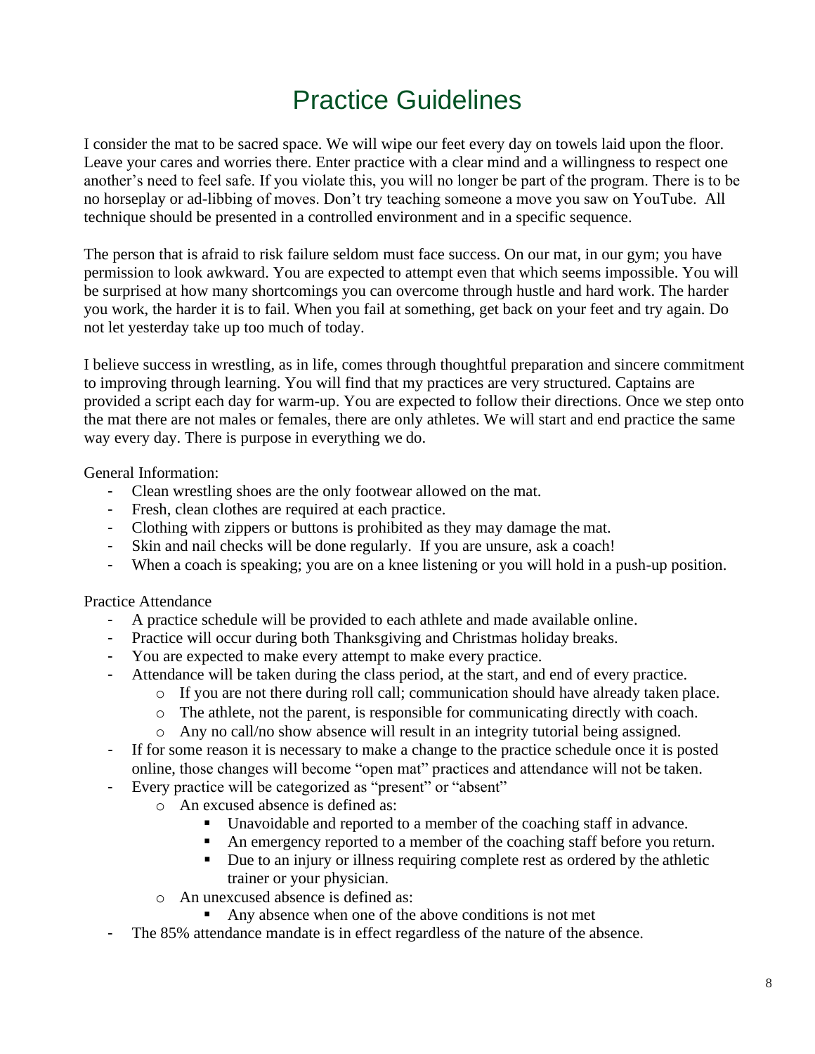# Practice Guidelines

I consider the mat to be sacred space. We will wipe our feet every day on towels laid upon the floor. Leave your cares and worries there. Enter practice with a clear mind and a willingness to respect one another's need to feel safe. If you violate this, you will no longer be part of the program. There is to be no horseplay or ad-libbing of moves. Don't try teaching someone a move you saw on YouTube. All technique should be presented in a controlled environment and in a specific sequence.

The person that is afraid to risk failure seldom must face success. On our mat, in our gym; you have permission to look awkward. You are expected to attempt even that which seems impossible. You will be surprised at how many shortcomings you can overcome through hustle and hard work. The harder you work, the harder it is to fail. When you fail at something, get back on your feet and try again. Do not let yesterday take up too much of today.

I believe success in wrestling, as in life, comes through thoughtful preparation and sincere commitment to improving through learning. You will find that my practices are very structured. Captains are provided a script each day for warm-up. You are expected to follow their directions. Once we step onto the mat there are not males or females, there are only athletes. We will start and end practice the same way every day. There is purpose in everything we do.

General Information:

- Clean wrestling shoes are the only footwear allowed on the mat.
- Fresh, clean clothes are required at each practice.
- Clothing with zippers or buttons is prohibited as they may damage the mat.
- Skin and nail checks will be done regularly. If you are unsure, ask a coach!
- When a coach is speaking; you are on a knee listening or you will hold in a push-up position.

Practice Attendance

- A practice schedule will be provided to each athlete and made available online.
- Practice will occur during both Thanksgiving and Christmas holiday breaks.
- You are expected to make every attempt to make every practice.
- Attendance will be taken during the class period, at the start, and end of every practice.
  - If you are not there during roll call; communication should have already taken place.
  - The athlete, not the parent, is responsible for communicating directly with coach.
  - Any no call/no show absence will result in an integrity tutorial being assigned.
- If for some reason it is necessary to make a change to the practice schedule once it is posted online, those changes will become "open mat" practices and attendance will not be taken.
- Every practice will be categorized as "present" or "absent"
  - An excused absence is defined as:
    - Unavoidable and reported to a member of the coaching staff in advance.
    - An emergency reported to a member of the coaching staff before you return.
    - Due to an injury or illness requiring complete rest as ordered by the athletic trainer or your physician.
  - An unexcused absence is defined as:
    - Any absence when one of the above conditions is not met
- The 85% attendance mandate is in effect regardless of the nature of the absence.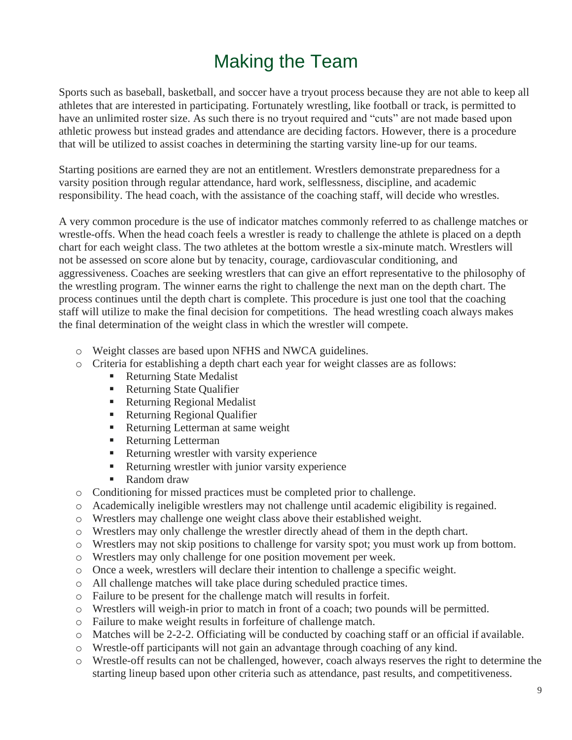# Making the Team

Sports such as baseball, basketball, and soccer have a tryout process because they are not able to keep all athletes that are interested in participating. Fortunately wrestling, like football or track, is permitted to have an unlimited roster size. As such there is no tryout required and "cuts" are not made based upon athletic prowess but instead grades and attendance are deciding factors. However, there is a procedure that will be utilized to assist coaches in determining the starting varsity line-up for our teams.

Starting positions are earned they are not an entitlement. Wrestlers demonstrate preparedness for a varsity position through regular attendance, hard work, selflessness, discipline, and academic responsibility. The head coach, with the assistance of the coaching staff, will decide who wrestles.

A very common procedure is the use of indicator matches commonly referred to as challenge matches or wrestle-offs. When the head coach feels a wrestler is ready to challenge the athlete is placed on a depth chart for each weight class. The two athletes at the bottom wrestle a six-minute match. Wrestlers will not be assessed on score alone but by tenacity, courage, cardiovascular conditioning, and aggressiveness. Coaches are seeking wrestlers that can give an effort representative to the philosophy of the wrestling program. The winner earns the right to challenge the next man on the depth chart. The process continues until the depth chart is complete. This procedure is just one tool that the coaching staff will utilize to make the final decision for competitions. The head wrestling coach always makes the final determination of the weight class in which the wrestler will compete.

- Weight classes are based upon NFHS and NWCA guidelines.
- Criteria for establishing a depth chart each year for weight classes are as follows:
  - Returning State Medalist
  - Returning State Qualifier
  - Returning Regional Medalist
  - Returning Regional Qualifier
  - Returning Letterman at same weight
  - Returning Letterman
  - Returning wrestler with varsity experience
  - Returning wrestler with junior varsity experience
  - Random draw
- Conditioning for missed practices must be completed prior to challenge.
- Academically ineligible wrestlers may not challenge until academic eligibility is regained.
- Wrestlers may challenge one weight class above their established weight.
- Wrestlers may only challenge the wrestler directly ahead of them in the depth chart.
- Wrestlers may not skip positions to challenge for varsity spot; you must work up from bottom.
- Wrestlers may only challenge for one position movement per week.
- Once a week, wrestlers will declare their intention to challenge a specific weight.
- All challenge matches will take place during scheduled practice times.
- Failure to be present for the challenge match will results in forfeit.
- Wrestlers will weigh-in prior to match in front of a coach; two pounds will be permitted.
- Failure to make weight results in forfeiture of challenge match.
- Matches will be 2-2-2. Officiating will be conducted by coaching staff or an official if available.
- Wrestle-off participants will not gain an advantage through coaching of any kind.
- Wrestle-off results can not be challenged, however, coach always reserves the right to determine the starting lineup based upon other criteria such as attendance, past results, and competitiveness.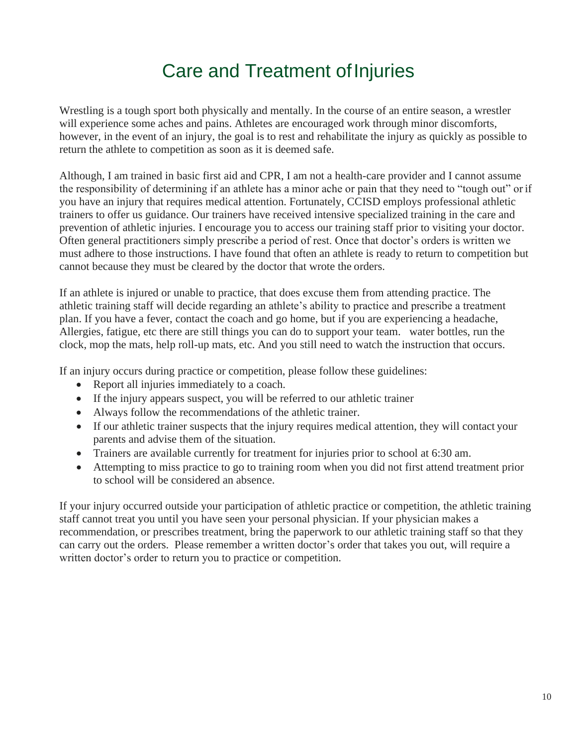# Care and Treatment of Injuries

Wrestling is a tough sport both physically and mentally. In the course of an entire season, a wrestler will experience some aches and pains. Athletes are encouraged work through minor discomforts, however, in the event of an injury, the goal is to rest and rehabilitate the injury as quickly as possible to return the athlete to competition as soon as it is deemed safe.

Although, I am trained in basic first aid and CPR, I am not a health-care provider and I cannot assume the responsibility of determining if an athlete has a minor ache or pain that they need to "tough out" or if you have an injury that requires medical attention. Fortunately, CCISD employs professional athletic trainers to offer us guidance. Our trainers have received intensive specialized training in the care and prevention of athletic injuries. I encourage you to access our training staff prior to visiting your doctor. Often general practitioners simply prescribe a period of rest. Once that doctor's orders is written we must adhere to those instructions. I have found that often an athlete is ready to return to competition but cannot because they must be cleared by the doctor that wrote the orders.

If an athlete is injured or unable to practice, that does excuse them from attending practice. The athletic training staff will decide regarding an athlete's ability to practice and prescribe a treatment plan. If you have a fever, contact the coach and go home, but if you are experiencing a headache, Allergies, fatigue, etc there are still things you can do to support your team.   water bottles, run the clock, mop the mats, help roll-up mats, etc. And you still need to watch the instruction that occurs.

If an injury occurs during practice or competition, please follow these guidelines:

- Report all injuries immediately to a coach.
- If the injury appears suspect, you will be referred to our athletic trainer
- Always follow the recommendations of the athletic trainer.
- If our athletic trainer suspects that the injury requires medical attention, they will contact your parents and advise them of the situation.
- Trainers are available currently for treatment for injuries prior to school at 6:30 am.
- Attempting to miss practice to go to training room when you did not first attend treatment prior to school will be considered an absence.

If your injury occurred outside your participation of athletic practice or competition, the athletic training staff cannot treat you until you have seen your personal physician. If your physician makes a recommendation, or prescribes treatment, bring the paperwork to our athletic training staff so that they can carry out the orders. Please remember a written doctor's order that takes you out, will require a written doctor's order to return you to practice or competition.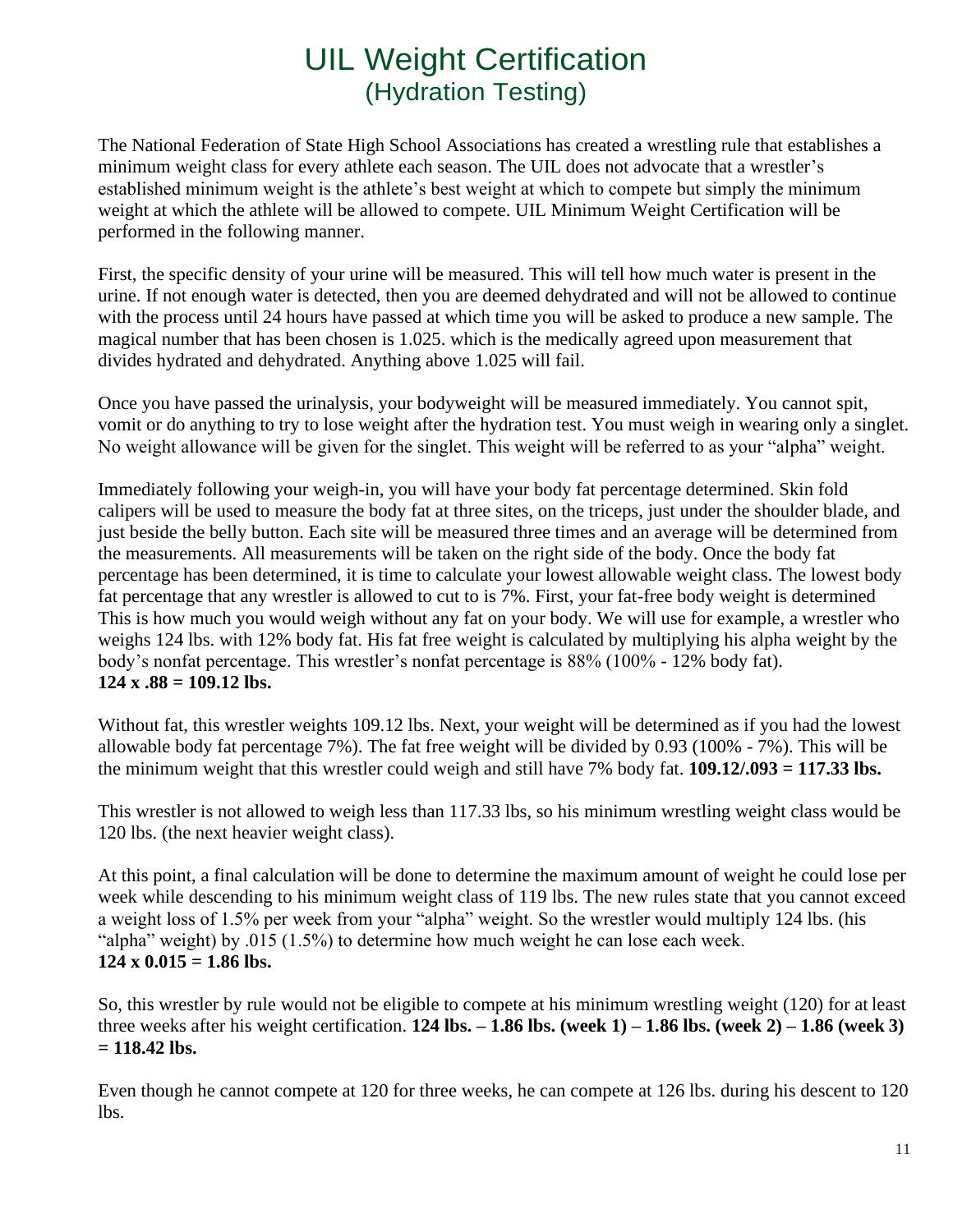# UIL Weight Certification
## (Hydration Testing)

The National Federation of State High School Associations has created a wrestling rule that establishes a minimum weight class for every athlete each season. The UIL does not advocate that a wrestler's established minimum weight is the athlete's best weight at which to compete but simply the minimum weight at which the athlete will be allowed to compete. UIL Minimum Weight Certification will be performed in the following manner.

First, the specific density of your urine will be measured. This will tell how much water is present in the urine. If not enough water is detected, then you are deemed dehydrated and will not be allowed to continue with the process until 24 hours have passed at which time you will be asked to produce a new sample. The magical number that has been chosen is 1.025. which is the medically agreed upon measurement that divides hydrated and dehydrated. Anything above 1.025 will fail.

Once you have passed the urinalysis, your bodyweight will be measured immediately. You cannot spit, vomit or do anything to try to lose weight after the hydration test. You must weigh in wearing only a singlet. No weight allowance will be given for the singlet. This weight will be referred to as your "alpha" weight.

Immediately following your weigh-in, you will have your body fat percentage determined. Skin fold calipers will be used to measure the body fat at three sites, on the triceps, just under the shoulder blade, and just beside the belly button. Each site will be measured three times and an average will be determined from the measurements. All measurements will be taken on the right side of the body. Once the body fat percentage has been determined, it is time to calculate your lowest allowable weight class. The lowest body fat percentage that any wrestler is allowed to cut to is 7%. First, your fat-free body weight is determined This is how much you would weigh without any fat on your body. We will use for example, a wrestler who weighs 124 lbs. with 12% body fat. His fat free weight is calculated by multiplying his alpha weight by the body's nonfat percentage. This wrestler's nonfat percentage is 88% (100% - 12% body fat).
**124 x .88 = 109.12 lbs.**

Without fat, this wrestler weights 109.12 lbs. Next, your weight will be determined as if you had the lowest allowable body fat percentage 7%). The fat free weight will be divided by 0.93 (100% - 7%). This will be the minimum weight that this wrestler could weigh and still have 7% body fat. **109.12/.093 = 117.33 lbs.**

This wrestler is not allowed to weigh less than 117.33 lbs, so his minimum wrestling weight class would be 120 lbs. (the next heavier weight class).

At this point, a final calculation will be done to determine the maximum amount of weight he could lose per week while descending to his minimum weight class of 119 lbs. The new rules state that you cannot exceed a weight loss of 1.5% per week from your "alpha" weight. So the wrestler would multiply 124 lbs. (his "alpha" weight) by .015 (1.5%) to determine how much weight he can lose each week.
**124 x 0.015 = 1.86 lbs.**

So, this wrestler by rule would not be eligible to compete at his minimum wrestling weight (120) for at least three weeks after his weight certification. **124 lbs. – 1.86 lbs. (week 1) – 1.86 lbs. (week 2) – 1.86 (week 3) = 118.42 lbs.**

Even though he cannot compete at 120 for three weeks, he can compete at 126 lbs. during his descent to 120 lbs.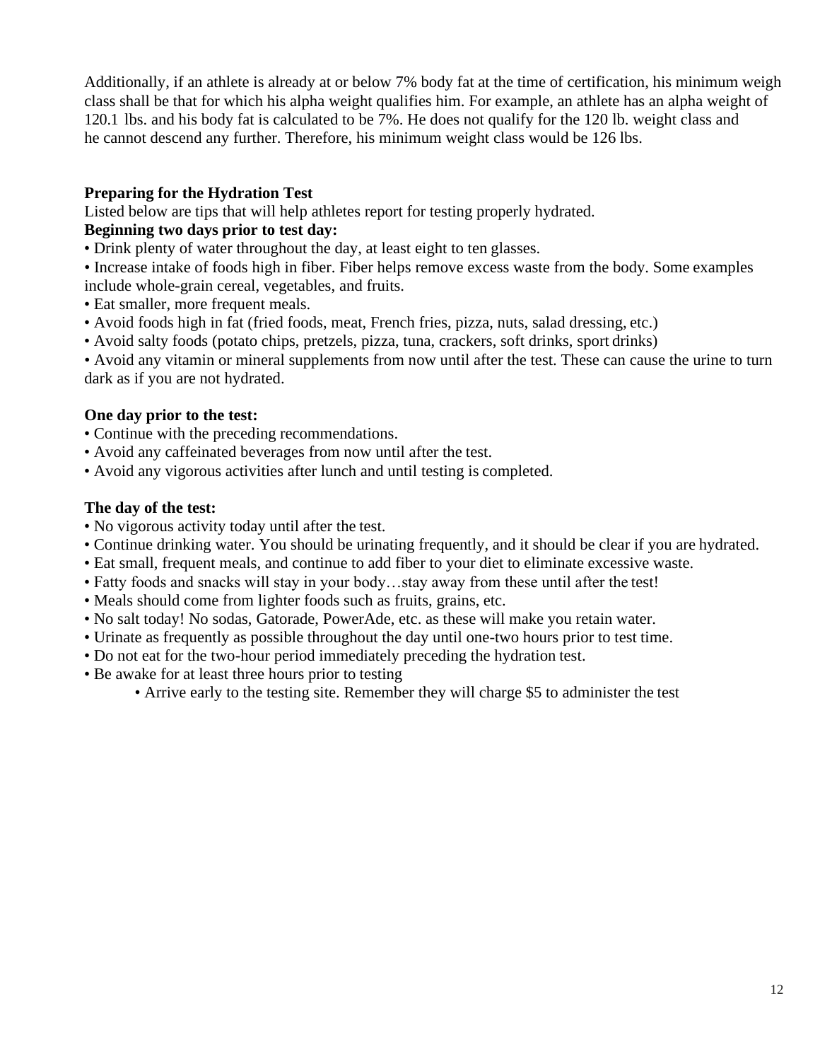Additionally, if an athlete is already at or below 7% body fat at the time of certification, his minimum weigh class shall be that for which his alpha weight qualifies him. For example, an athlete has an alpha weight of 120.1 lbs. and his body fat is calculated to be 7%. He does not qualify for the 120 lb. weight class and he cannot descend any further. Therefore, his minimum weight class would be 126 lbs.

**Preparing for the Hydration Test**

Listed below are tips that will help athletes report for testing properly hydrated.

**Beginning two days prior to test day:**

- Drink plenty of water throughout the day, at least eight to ten glasses.
- Increase intake of foods high in fiber. Fiber helps remove excess waste from the body. Some examples include whole-grain cereal, vegetables, and fruits.
- Eat smaller, more frequent meals.
- Avoid foods high in fat (fried foods, meat, French fries, pizza, nuts, salad dressing, etc.)
- Avoid salty foods (potato chips, pretzels, pizza, tuna, crackers, soft drinks, sport drinks)
- Avoid any vitamin or mineral supplements from now until after the test. These can cause the urine to turn dark as if you are not hydrated.

**One day prior to the test:**

- Continue with the preceding recommendations.
- Avoid any caffeinated beverages from now until after the test.
- Avoid any vigorous activities after lunch and until testing is completed.

**The day of the test:**

- No vigorous activity today until after the test.
- Continue drinking water. You should be urinating frequently, and it should be clear if you are hydrated.
- Eat small, frequent meals, and continue to add fiber to your diet to eliminate excessive waste.
- Fatty foods and snacks will stay in your body…stay away from these until after the test!
- Meals should come from lighter foods such as fruits, grains, etc.
- No salt today! No sodas, Gatorade, PowerAde, etc. as these will make you retain water.
- Urinate as frequently as possible throughout the day until one-two hours prior to test time.
- Do not eat for the two-hour period immediately preceding the hydration test.
- Be awake for at least three hours prior to testing
    - Arrive early to the testing site. Remember they will charge $5 to administer the test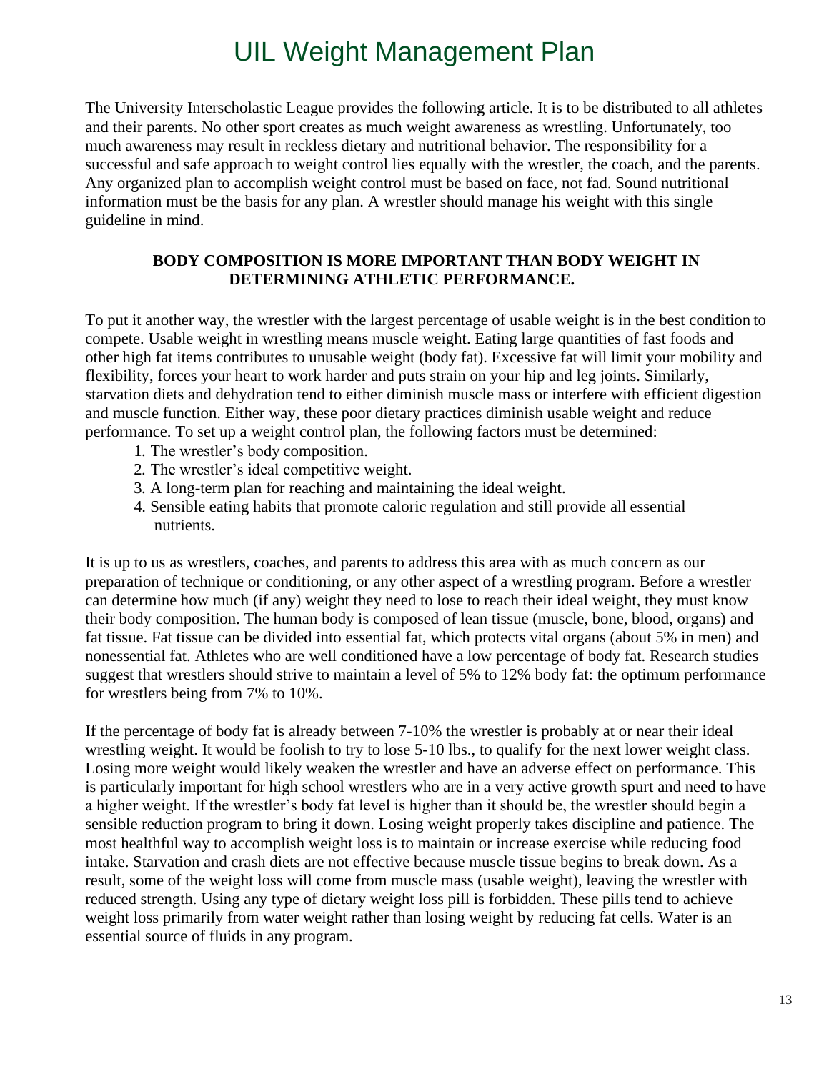# UIL Weight Management Plan

The University Interscholastic League provides the following article. It is to be distributed to all athletes and their parents. No other sport creates as much weight awareness as wrestling. Unfortunately, too much awareness may result in reckless dietary and nutritional behavior. The responsibility for a successful and safe approach to weight control lies equally with the wrestler, the coach, and the parents. Any organized plan to accomplish weight control must be based on face, not fad. Sound nutritional information must be the basis for any plan. A wrestler should manage his weight with this single guideline in mind.

**BODY COMPOSITION IS MORE IMPORTANT THAN BODY WEIGHT IN DETERMINING ATHLETIC PERFORMANCE.**

To put it another way, the wrestler with the largest percentage of usable weight is in the best condition to compete. Usable weight in wrestling means muscle weight. Eating large quantities of fast foods and other high fat items contributes to unusable weight (body fat). Excessive fat will limit your mobility and flexibility, forces your heart to work harder and puts strain on your hip and leg joints. Similarly, starvation diets and dehydration tend to either diminish muscle mass or interfere with efficient digestion and muscle function. Either way, these poor dietary practices diminish usable weight and reduce performance. To set up a weight control plan, the following factors must be determined:

1. The wrestler's body composition.
2. The wrestler's ideal competitive weight.
3. A long-term plan for reaching and maintaining the ideal weight.
4. Sensible eating habits that promote caloric regulation and still provide all essential nutrients.

It is up to us as wrestlers, coaches, and parents to address this area with as much concern as our preparation of technique or conditioning, or any other aspect of a wrestling program. Before a wrestler can determine how much (if any) weight they need to lose to reach their ideal weight, they must know their body composition. The human body is composed of lean tissue (muscle, bone, blood, organs) and fat tissue. Fat tissue can be divided into essential fat, which protects vital organs (about 5% in men) and nonessential fat. Athletes who are well conditioned have a low percentage of body fat. Research studies suggest that wrestlers should strive to maintain a level of 5% to 12% body fat: the optimum performance for wrestlers being from 7% to 10%.

If the percentage of body fat is already between 7-10% the wrestler is probably at or near their ideal wrestling weight. It would be foolish to try to lose 5-10 lbs., to qualify for the next lower weight class. Losing more weight would likely weaken the wrestler and have an adverse effect on performance. This is particularly important for high school wrestlers who are in a very active growth spurt and need to have a higher weight. If the wrestler's body fat level is higher than it should be, the wrestler should begin a sensible reduction program to bring it down. Losing weight properly takes discipline and patience. The most healthful way to accomplish weight loss is to maintain or increase exercise while reducing food intake. Starvation and crash diets are not effective because muscle tissue begins to break down. As a result, some of the weight loss will come from muscle mass (usable weight), leaving the wrestler with reduced strength. Using any type of dietary weight loss pill is forbidden. These pills tend to achieve weight loss primarily from water weight rather than losing weight by reducing fat cells. Water is an essential source of fluids in any program.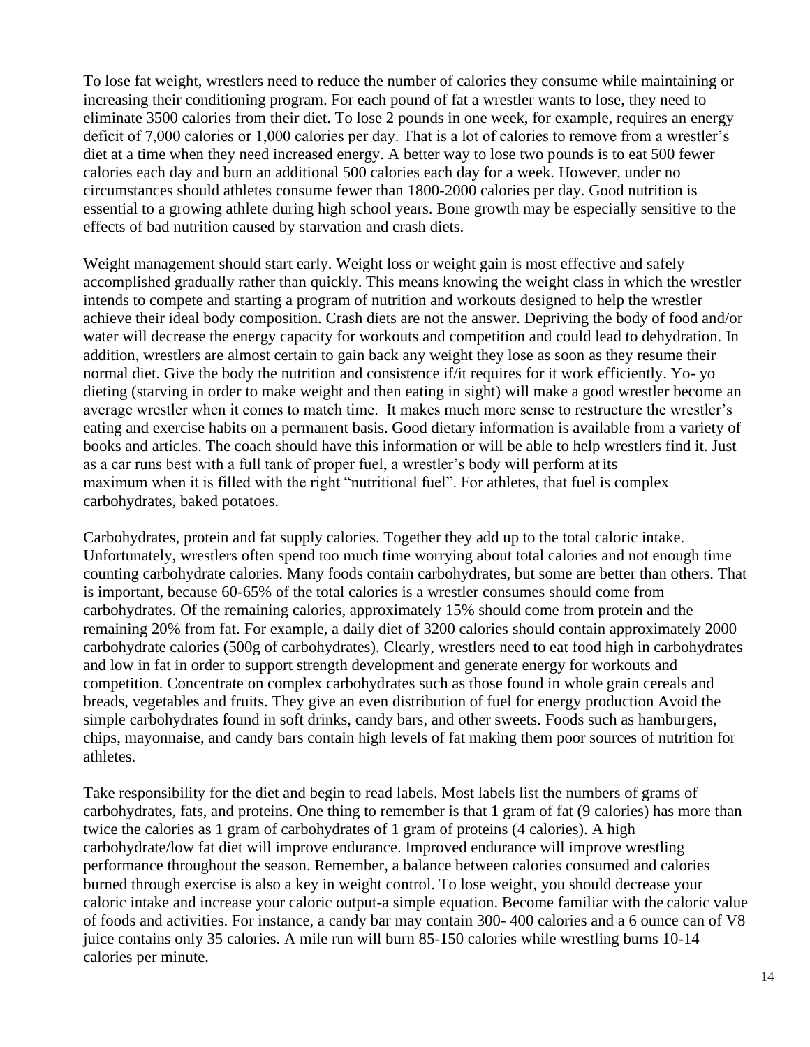To lose fat weight, wrestlers need to reduce the number of calories they consume while maintaining or increasing their conditioning program. For each pound of fat a wrestler wants to lose, they need to eliminate 3500 calories from their diet. To lose 2 pounds in one week, for example, requires an energy deficit of 7,000 calories or 1,000 calories per day. That is a lot of calories to remove from a wrestler's diet at a time when they need increased energy. A better way to lose two pounds is to eat 500 fewer calories each day and burn an additional 500 calories each day for a week. However, under no circumstances should athletes consume fewer than 1800-2000 calories per day. Good nutrition is essential to a growing athlete during high school years. Bone growth may be especially sensitive to the effects of bad nutrition caused by starvation and crash diets.

Weight management should start early. Weight loss or weight gain is most effective and safely accomplished gradually rather than quickly. This means knowing the weight class in which the wrestler intends to compete and starting a program of nutrition and workouts designed to help the wrestler achieve their ideal body composition. Crash diets are not the answer. Depriving the body of food and/or water will decrease the energy capacity for workouts and competition and could lead to dehydration. In addition, wrestlers are almost certain to gain back any weight they lose as soon as they resume their normal diet. Give the body the nutrition and consistence if/it requires for it work efficiently. Yo- yo dieting (starving in order to make weight and then eating in sight) will make a good wrestler become an average wrestler when it comes to match time. It makes much more sense to restructure the wrestler's eating and exercise habits on a permanent basis. Good dietary information is available from a variety of books and articles. The coach should have this information or will be able to help wrestlers find it. Just as a car runs best with a full tank of proper fuel, a wrestler's body will perform at its maximum when it is filled with the right "nutritional fuel". For athletes, that fuel is complex carbohydrates, baked potatoes.

Carbohydrates, protein and fat supply calories. Together they add up to the total caloric intake. Unfortunately, wrestlers often spend too much time worrying about total calories and not enough time counting carbohydrate calories. Many foods contain carbohydrates, but some are better than others. That is important, because 60-65% of the total calories is a wrestler consumes should come from carbohydrates. Of the remaining calories, approximately 15% should come from protein and the remaining 20% from fat. For example, a daily diet of 3200 calories should contain approximately 2000 carbohydrate calories (500g of carbohydrates). Clearly, wrestlers need to eat food high in carbohydrates and low in fat in order to support strength development and generate energy for workouts and competition. Concentrate on complex carbohydrates such as those found in whole grain cereals and breads, vegetables and fruits. They give an even distribution of fuel for energy production Avoid the simple carbohydrates found in soft drinks, candy bars, and other sweets. Foods such as hamburgers, chips, mayonnaise, and candy bars contain high levels of fat making them poor sources of nutrition for athletes.

Take responsibility for the diet and begin to read labels. Most labels list the numbers of grams of carbohydrates, fats, and proteins. One thing to remember is that 1 gram of fat (9 calories) has more than twice the calories as 1 gram of carbohydrates of 1 gram of proteins (4 calories). A high carbohydrate/low fat diet will improve endurance. Improved endurance will improve wrestling performance throughout the season. Remember, a balance between calories consumed and calories burned through exercise is also a key in weight control. To lose weight, you should decrease your caloric intake and increase your caloric output-a simple equation. Become familiar with the caloric value of foods and activities. For instance, a candy bar may contain 300- 400 calories and a 6 ounce can of V8 juice contains only 35 calories. A mile run will burn 85-150 calories while wrestling burns 10-14 calories per minute.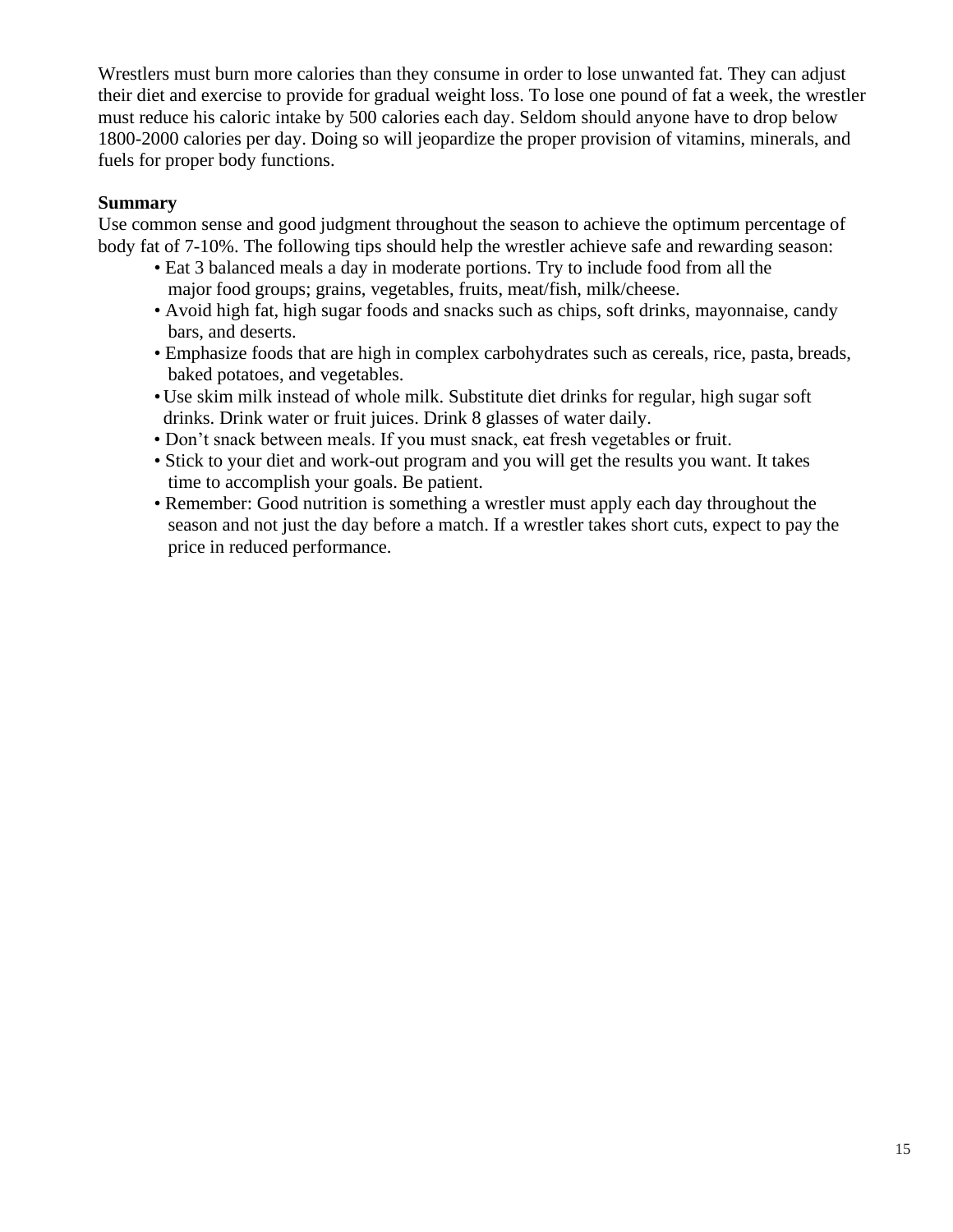Wrestlers must burn more calories than they consume in order to lose unwanted fat. They can adjust their diet and exercise to provide for gradual weight loss. To lose one pound of fat a week, the wrestler must reduce his caloric intake by 500 calories each day. Seldom should anyone have to drop below 1800-2000 calories per day. Doing so will jeopardize the proper provision of vitamins, minerals, and fuels for proper body functions.

**Summary**

Use common sense and good judgment throughout the season to achieve the optimum percentage of body fat of 7-10%. The following tips should help the wrestler achieve safe and rewarding season:

- Eat 3 balanced meals a day in moderate portions. Try to include food from all the major food groups; grains, vegetables, fruits, meat/fish, milk/cheese.
- Avoid high fat, high sugar foods and snacks such as chips, soft drinks, mayonnaise, candy bars, and deserts.
- Emphasize foods that are high in complex carbohydrates such as cereals, rice, pasta, breads, baked potatoes, and vegetables.
- Use skim milk instead of whole milk. Substitute diet drinks for regular, high sugar soft drinks. Drink water or fruit juices. Drink 8 glasses of water daily.
- Don't snack between meals. If you must snack, eat fresh vegetables or fruit.
- Stick to your diet and work-out program and you will get the results you want. It takes time to accomplish your goals. Be patient.
- Remember: Good nutrition is something a wrestler must apply each day throughout the season and not just the day before a match. If a wrestler takes short cuts, expect to pay the price in reduced performance.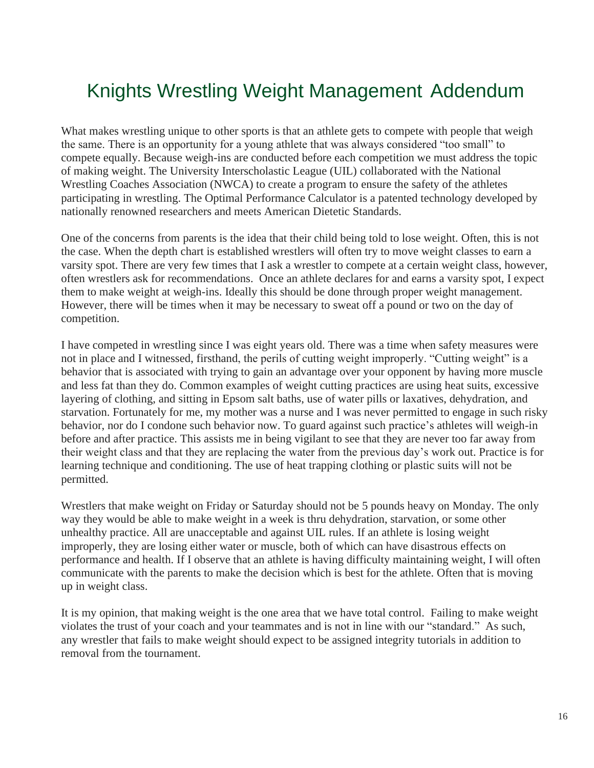# Knights Wrestling Weight Management Addendum

What makes wrestling unique to other sports is that an athlete gets to compete with people that weigh the same. There is an opportunity for a young athlete that was always considered "too small" to compete equally. Because weigh-ins are conducted before each competition we must address the topic of making weight. The University Interscholastic League (UIL) collaborated with the National Wrestling Coaches Association (NWCA) to create a program to ensure the safety of the athletes participating in wrestling. The Optimal Performance Calculator is a patented technology developed by nationally renowned researchers and meets American Dietetic Standards.

One of the concerns from parents is the idea that their child being told to lose weight. Often, this is not the case. When the depth chart is established wrestlers will often try to move weight classes to earn a varsity spot. There are very few times that I ask a wrestler to compete at a certain weight class, however, often wrestlers ask for recommendations. Once an athlete declares for and earns a varsity spot, I expect them to make weight at weigh-ins. Ideally this should be done through proper weight management. However, there will be times when it may be necessary to sweat off a pound or two on the day of competition.

I have competed in wrestling since I was eight years old. There was a time when safety measures were not in place and I witnessed, firsthand, the perils of cutting weight improperly. "Cutting weight" is a behavior that is associated with trying to gain an advantage over your opponent by having more muscle and less fat than they do. Common examples of weight cutting practices are using heat suits, excessive layering of clothing, and sitting in Epsom salt baths, use of water pills or laxatives, dehydration, and starvation. Fortunately for me, my mother was a nurse and I was never permitted to engage in such risky behavior, nor do I condone such behavior now. To guard against such practice's athletes will weigh-in before and after practice. This assists me in being vigilant to see that they are never too far away from their weight class and that they are replacing the water from the previous day's work out. Practice is for learning technique and conditioning. The use of heat trapping clothing or plastic suits will not be permitted.

Wrestlers that make weight on Friday or Saturday should not be 5 pounds heavy on Monday. The only way they would be able to make weight in a week is thru dehydration, starvation, or some other unhealthy practice. All are unacceptable and against UIL rules. If an athlete is losing weight improperly, they are losing either water or muscle, both of which can have disastrous effects on performance and health. If I observe that an athlete is having difficulty maintaining weight, I will often communicate with the parents to make the decision which is best for the athlete. Often that is moving up in weight class.

It is my opinion, that making weight is the one area that we have total control. Failing to make weight violates the trust of your coach and your teammates and is not in line with our "standard." As such, any wrestler that fails to make weight should expect to be assigned integrity tutorials in addition to removal from the tournament.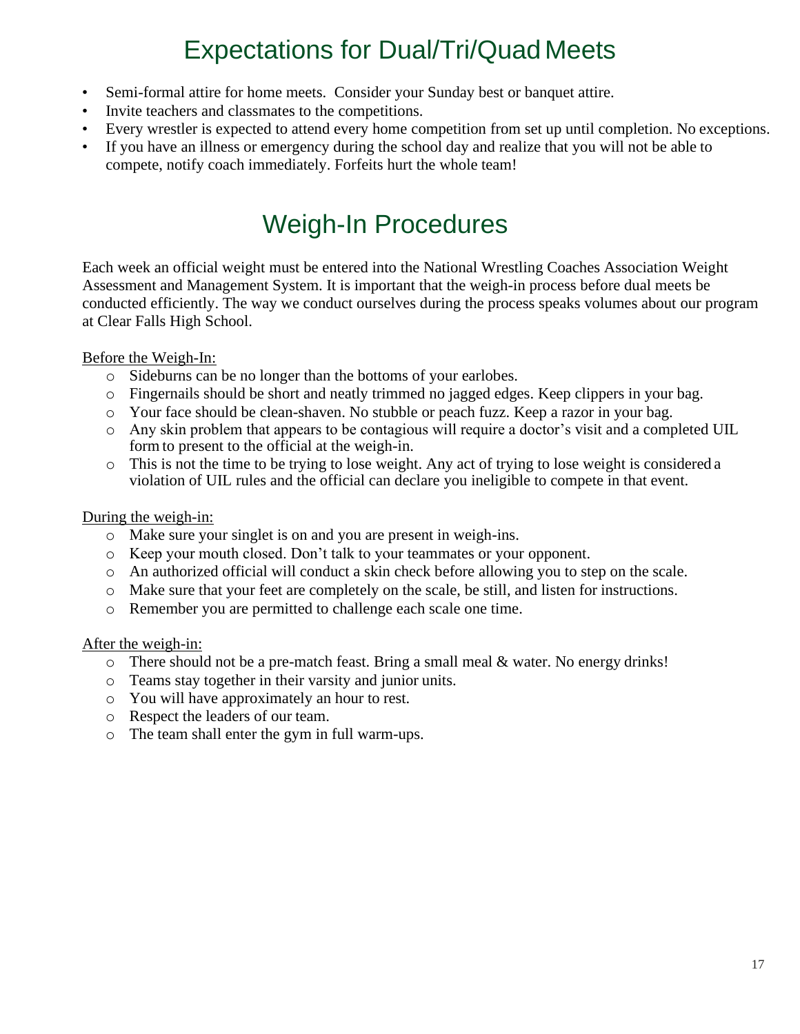# Expectations for Dual/Tri/Quad Meets

- Semi-formal attire for home meets. Consider your Sunday best or banquet attire.
- Invite teachers and classmates to the competitions.
- Every wrestler is expected to attend every home competition from set up until completion. No exceptions.
- If you have an illness or emergency during the school day and realize that you will not be able to compete, notify coach immediately. Forfeits hurt the whole team!

# Weigh-In Procedures

Each week an official weight must be entered into the National Wrestling Coaches Association Weight Assessment and Management System. It is important that the weigh-in process before dual meets be conducted efficiently. The way we conduct ourselves during the process speaks volumes about our program at Clear Falls High School.

<u>Before the Weigh-In:</u>

- Sideburns can be no longer than the bottoms of your earlobes.
- Fingernails should be short and neatly trimmed no jagged edges. Keep clippers in your bag.
- Your face should be clean-shaven. No stubble or peach fuzz. Keep a razor in your bag.
- Any skin problem that appears to be contagious will require a doctor's visit and a completed UIL form to present to the official at the weigh-in.
- This is not the time to be trying to lose weight. Any act of trying to lose weight is considered a violation of UIL rules and the official can declare you ineligible to compete in that event.

<u>During the weigh-in:</u>

- Make sure your singlet is on and you are present in weigh-ins.
- Keep your mouth closed. Don't talk to your teammates or your opponent.
- An authorized official will conduct a skin check before allowing you to step on the scale.
- Make sure that your feet are completely on the scale, be still, and listen for instructions.
- Remember you are permitted to challenge each scale one time.

<u>After the weigh-in:</u>

- There should not be a pre-match feast. Bring a small meal & water. No energy drinks!
- Teams stay together in their varsity and junior units.
- You will have approximately an hour to rest.
- Respect the leaders of our team.
- The team shall enter the gym in full warm-ups.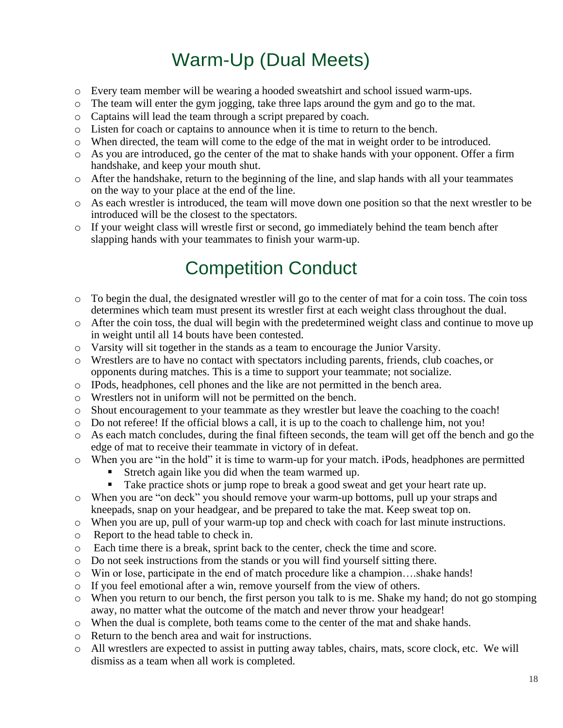# Warm-Up (Dual Meets)

- Every team member will be wearing a hooded sweatshirt and school issued warm-ups.
- The team will enter the gym jogging, take three laps around the gym and go to the mat.
- Captains will lead the team through a script prepared by coach.
- Listen for coach or captains to announce when it is time to return to the bench.
- When directed, the team will come to the edge of the mat in weight order to be introduced.
- As you are introduced, go the center of the mat to shake hands with your opponent. Offer a firm handshake, and keep your mouth shut.
- After the handshake, return to the beginning of the line, and slap hands with all your teammates on the way to your place at the end of the line.
- As each wrestler is introduced, the team will move down one position so that the next wrestler to be introduced will be the closest to the spectators.
- If your weight class will wrestle first or second, go immediately behind the team bench after slapping hands with your teammates to finish your warm-up.

# Competition Conduct

- To begin the dual, the designated wrestler will go to the center of mat for a coin toss. The coin toss determines which team must present its wrestler first at each weight class throughout the dual.
- After the coin toss, the dual will begin with the predetermined weight class and continue to move up in weight until all 14 bouts have been contested.
- Varsity will sit together in the stands as a team to encourage the Junior Varsity.
- Wrestlers are to have no contact with spectators including parents, friends, club coaches, or opponents during matches. This is a time to support your teammate; not socialize.
- IPods, headphones, cell phones and the like are not permitted in the bench area.
- Wrestlers not in uniform will not be permitted on the bench.
- Shout encouragement to your teammate as they wrestler but leave the coaching to the coach!
- Do not referee! If the official blows a call, it is up to the coach to challenge him, not you!
- As each match concludes, during the final fifteen seconds, the team will get off the bench and go the edge of mat to receive their teammate in victory of in defeat.
- When you are "in the hold" it is time to warm-up for your match. iPods, headphones are permitted
  - Stretch again like you did when the team warmed up.
  - Take practice shots or jump rope to break a good sweat and get your heart rate up.
- When you are "on deck" you should remove your warm-up bottoms, pull up your straps and kneepads, snap on your headgear, and be prepared to take the mat. Keep sweat top on.
- When you are up, pull of your warm-up top and check with coach for last minute instructions.
- Report to the head table to check in.
- Each time there is a break, sprint back to the center, check the time and score.
- Do not seek instructions from the stands or you will find yourself sitting there.
- Win or lose, participate in the end of match procedure like a champion….shake hands!
- If you feel emotional after a win, remove yourself from the view of others.
- When you return to our bench, the first person you talk to is me. Shake my hand; do not go stomping away, no matter what the outcome of the match and never throw your headgear!
- When the dual is complete, both teams come to the center of the mat and shake hands.
- Return to the bench area and wait for instructions.
- All wrestlers are expected to assist in putting away tables, chairs, mats, score clock, etc. We will dismiss as a team when all work is completed.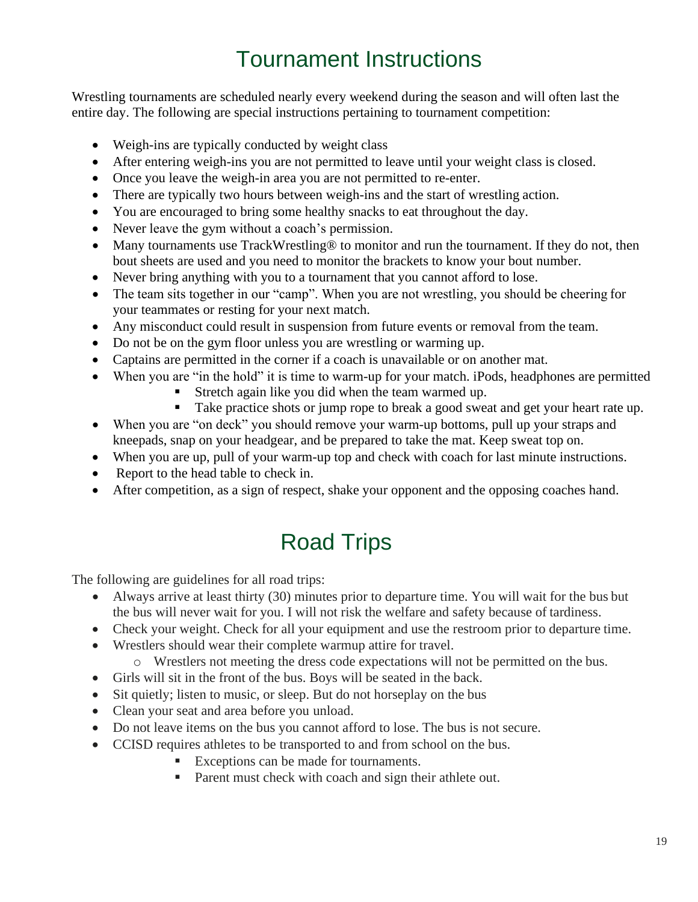# Tournament Instructions

Wrestling tournaments are scheduled nearly every weekend during the season and will often last the entire day. The following are special instructions pertaining to tournament competition:

- Weigh-ins are typically conducted by weight class
- After entering weigh-ins you are not permitted to leave until your weight class is closed.
- Once you leave the weigh-in area you are not permitted to re-enter.
- There are typically two hours between weigh-ins and the start of wrestling action.
- You are encouraged to bring some healthy snacks to eat throughout the day.
- Never leave the gym without a coach's permission.
- Many tournaments use TrackWrestling® to monitor and run the tournament. If they do not, then bout sheets are used and you need to monitor the brackets to know your bout number.
- Never bring anything with you to a tournament that you cannot afford to lose.
- The team sits together in our "camp". When you are not wrestling, you should be cheering for your teammates or resting for your next match.
- Any misconduct could result in suspension from future events or removal from the team.
- Do not be on the gym floor unless you are wrestling or warming up.
- Captains are permitted in the corner if a coach is unavailable or on another mat.
- When you are "in the hold" it is time to warm-up for your match. iPods, headphones are permitted
    - Stretch again like you did when the team warmed up.
    - Take practice shots or jump rope to break a good sweat and get your heart rate up.
- When you are "on deck" you should remove your warm-up bottoms, pull up your straps and kneepads, snap on your headgear, and be prepared to take the mat. Keep sweat top on.
- When you are up, pull of your warm-up top and check with coach for last minute instructions.
- Report to the head table to check in.
- After competition, as a sign of respect, shake your opponent and the opposing coaches hand.

# Road Trips

The following are guidelines for all road trips:

- Always arrive at least thirty (30) minutes prior to departure time. You will wait for the bus but the bus will never wait for you. I will not risk the welfare and safety because of tardiness.
- Check your weight. Check for all your equipment and use the restroom prior to departure time.
- Wrestlers should wear their complete warmup attire for travel.
    - Wrestlers not meeting the dress code expectations will not be permitted on the bus.
- Girls will sit in the front of the bus. Boys will be seated in the back.
- Sit quietly; listen to music, or sleep. But do not horseplay on the bus
- Clean your seat and area before you unload.
- Do not leave items on the bus you cannot afford to lose. The bus is not secure.
- CCISD requires athletes to be transported to and from school on the bus.
    - Exceptions can be made for tournaments.
    - Parent must check with coach and sign their athlete out.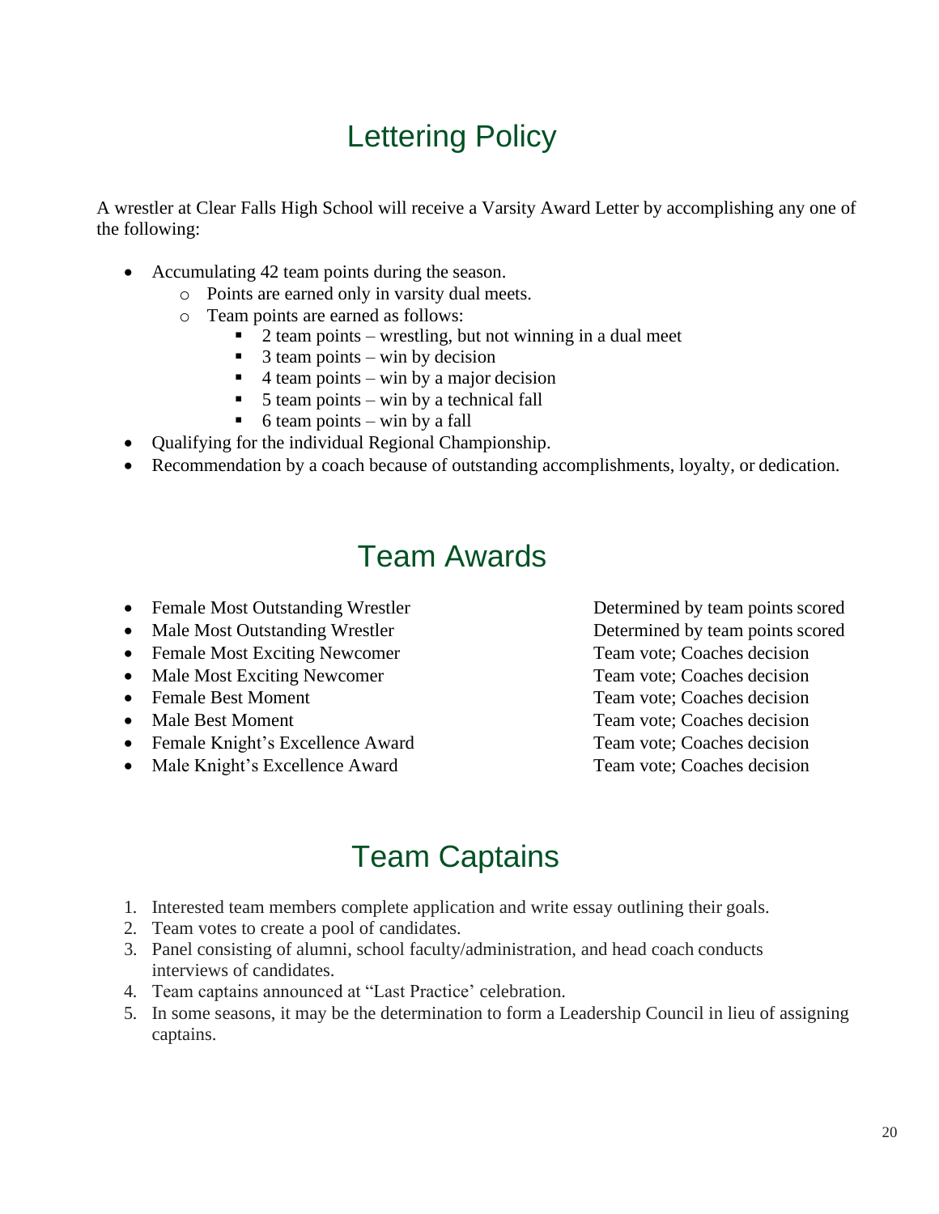# Lettering Policy

A wrestler at Clear Falls High School will receive a Varsity Award Letter by accomplishing any one of the following:

- Accumulating 42 team points during the season.
  - Points are earned only in varsity dual meets.
  - Team points are earned as follows:
    - 2 team points – wrestling, but not winning in a dual meet
    - 3 team points – win by decision
    - 4 team points – win by a major decision
    - 5 team points – win by a technical fall
    - 6 team points – win by a fall
- Qualifying for the individual Regional Championship.
- Recommendation by a coach because of outstanding accomplishments, loyalty, or dedication.

# Team Awards

| Award | Selection |
| --- | --- |
| Female Most Outstanding Wrestler | Determined by team points scored |
| Male Most Outstanding Wrestler | Determined by team points scored |
| Female Most Exciting Newcomer | Team vote; Coaches decision |
| Male Most Exciting Newcomer | Team vote; Coaches decision |
| Female Best Moment | Team vote; Coaches decision |
| Male Best Moment | Team vote; Coaches decision |
| Female Knight's Excellence Award | Team vote; Coaches decision |
| Male Knight's Excellence Award | Team vote; Coaches decision |

# Team Captains

1. Interested team members complete application and write essay outlining their goals.
2. Team votes to create a pool of candidates.
3. Panel consisting of alumni, school faculty/administration, and head coach conducts interviews of candidates.
4. Team captains announced at "Last Practice' celebration.
5. In some seasons, it may be the determination to form a Leadership Council in lieu of assigning captains.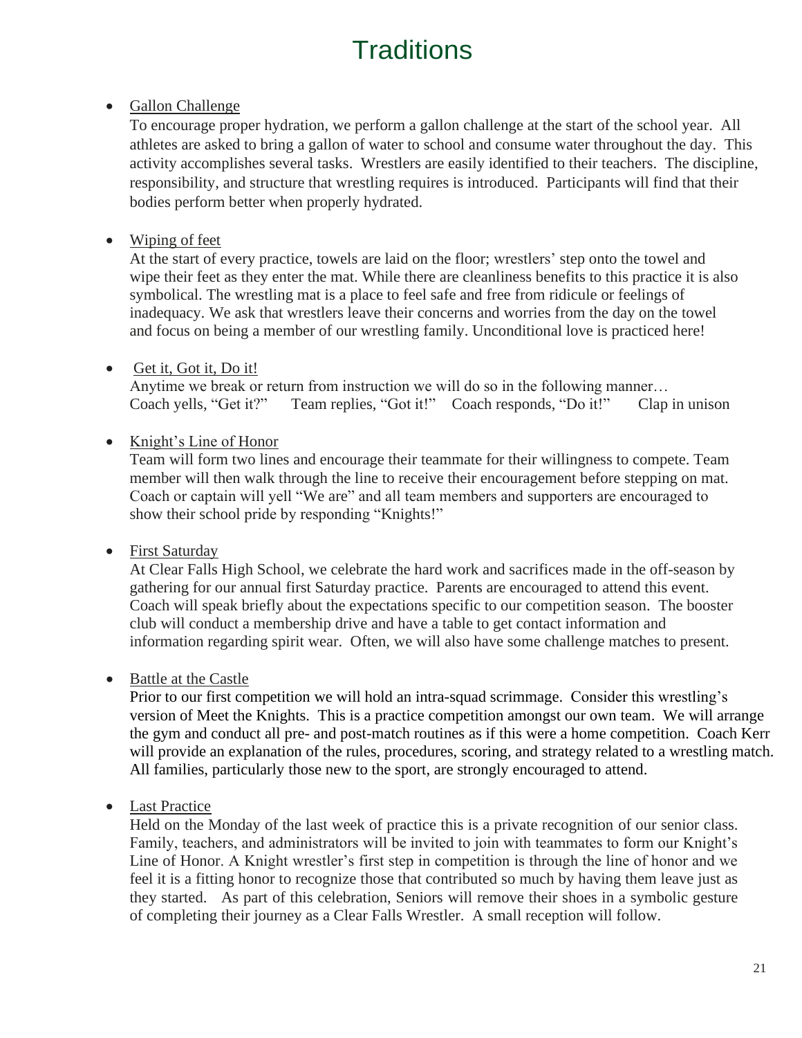# Traditions

- Gallon Challenge

  To encourage proper hydration, we perform a gallon challenge at the start of the school year. All athletes are asked to bring a gallon of water to school and consume water throughout the day. This activity accomplishes several tasks. Wrestlers are easily identified to their teachers. The discipline, responsibility, and structure that wrestling requires is introduced. Participants will find that their bodies perform better when properly hydrated.

- Wiping of feet

  At the start of every practice, towels are laid on the floor; wrestlers' step onto the towel and wipe their feet as they enter the mat. While there are cleanliness benefits to this practice it is also symbolical. The wrestling mat is a place to feel safe and free from ridicule or feelings of inadequacy. We ask that wrestlers leave their concerns and worries from the day on the towel and focus on being a member of our wrestling family. Unconditional love is practiced here!

- Get it, Got it, Do it!

  Anytime we break or return from instruction we will do so in the following manner…
  Coach yells, "Get it?" Team replies, "Got it!" Coach responds, "Do it!" Clap in unison

- Knight's Line of Honor

  Team will form two lines and encourage their teammate for their willingness to compete. Team member will then walk through the line to receive their encouragement before stepping on mat. Coach or captain will yell "We are" and all team members and supporters are encouraged to show their school pride by responding "Knights!"

- First Saturday

  At Clear Falls High School, we celebrate the hard work and sacrifices made in the off-season by gathering for our annual first Saturday practice. Parents are encouraged to attend this event. Coach will speak briefly about the expectations specific to our competition season. The booster club will conduct a membership drive and have a table to get contact information and information regarding spirit wear. Often, we will also have some challenge matches to present.

- Battle at the Castle

  Prior to our first competition we will hold an intra-squad scrimmage. Consider this wrestling's version of Meet the Knights. This is a practice competition amongst our own team. We will arrange the gym and conduct all pre- and post-match routines as if this were a home competition. Coach Kerr will provide an explanation of the rules, procedures, scoring, and strategy related to a wrestling match. All families, particularly those new to the sport, are strongly encouraged to attend.

- Last Practice

  Held on the Monday of the last week of practice this is a private recognition of our senior class. Family, teachers, and administrators will be invited to join with teammates to form our Knight's Line of Honor. A Knight wrestler's first step in competition is through the line of honor and we feel it is a fitting honor to recognize those that contributed so much by having them leave just as they started. As part of this celebration, Seniors will remove their shoes in a symbolic gesture of completing their journey as a Clear Falls Wrestler. A small reception will follow.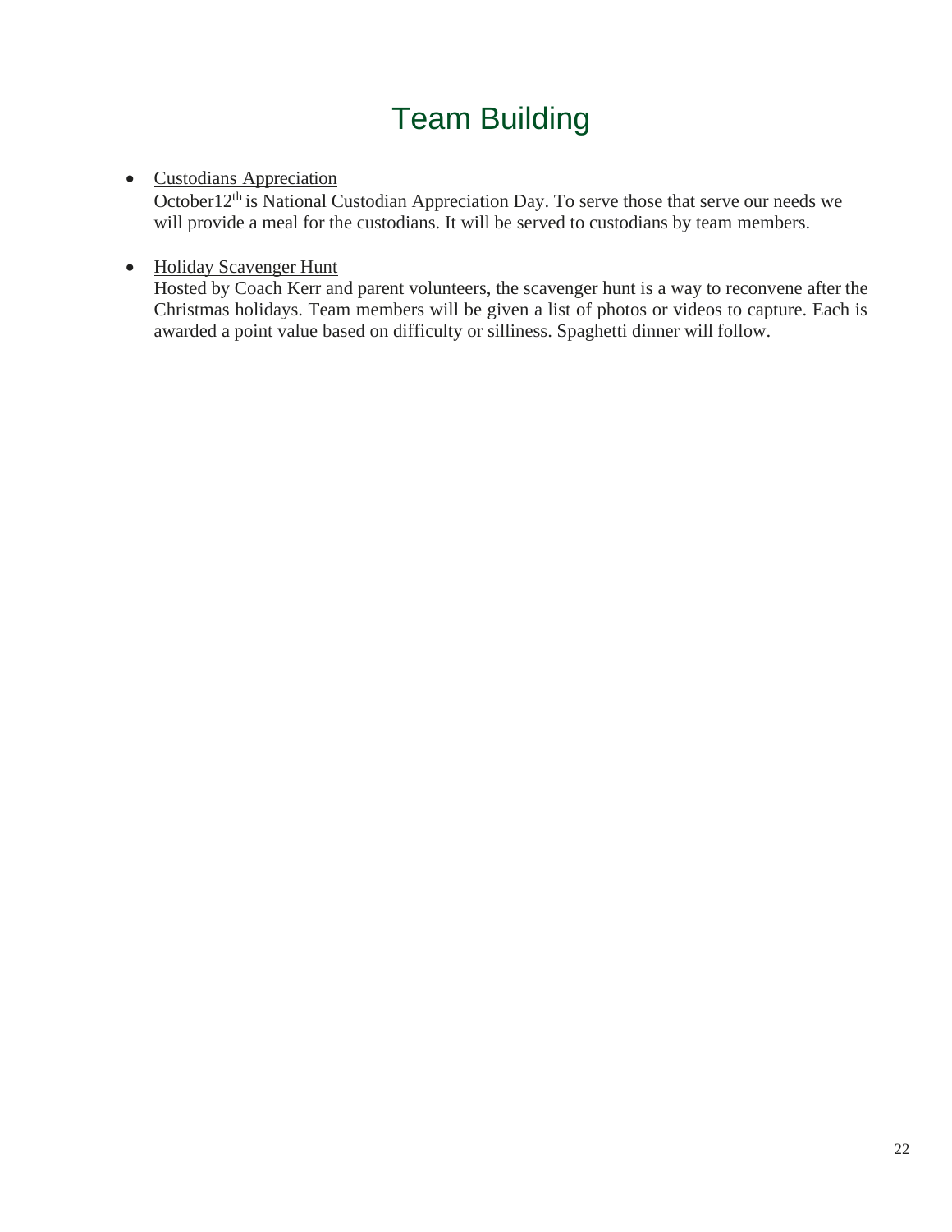# Team Building

- Custodians Appreciation
  October12th is National Custodian Appreciation Day. To serve those that serve our needs we will provide a meal for the custodians. It will be served to custodians by team members.

- Holiday Scavenger Hunt
  Hosted by Coach Kerr and parent volunteers, the scavenger hunt is a way to reconvene after the Christmas holidays. Team members will be given a list of photos or videos to capture. Each is awarded a point value based on difficulty or silliness. Spaghetti dinner will follow.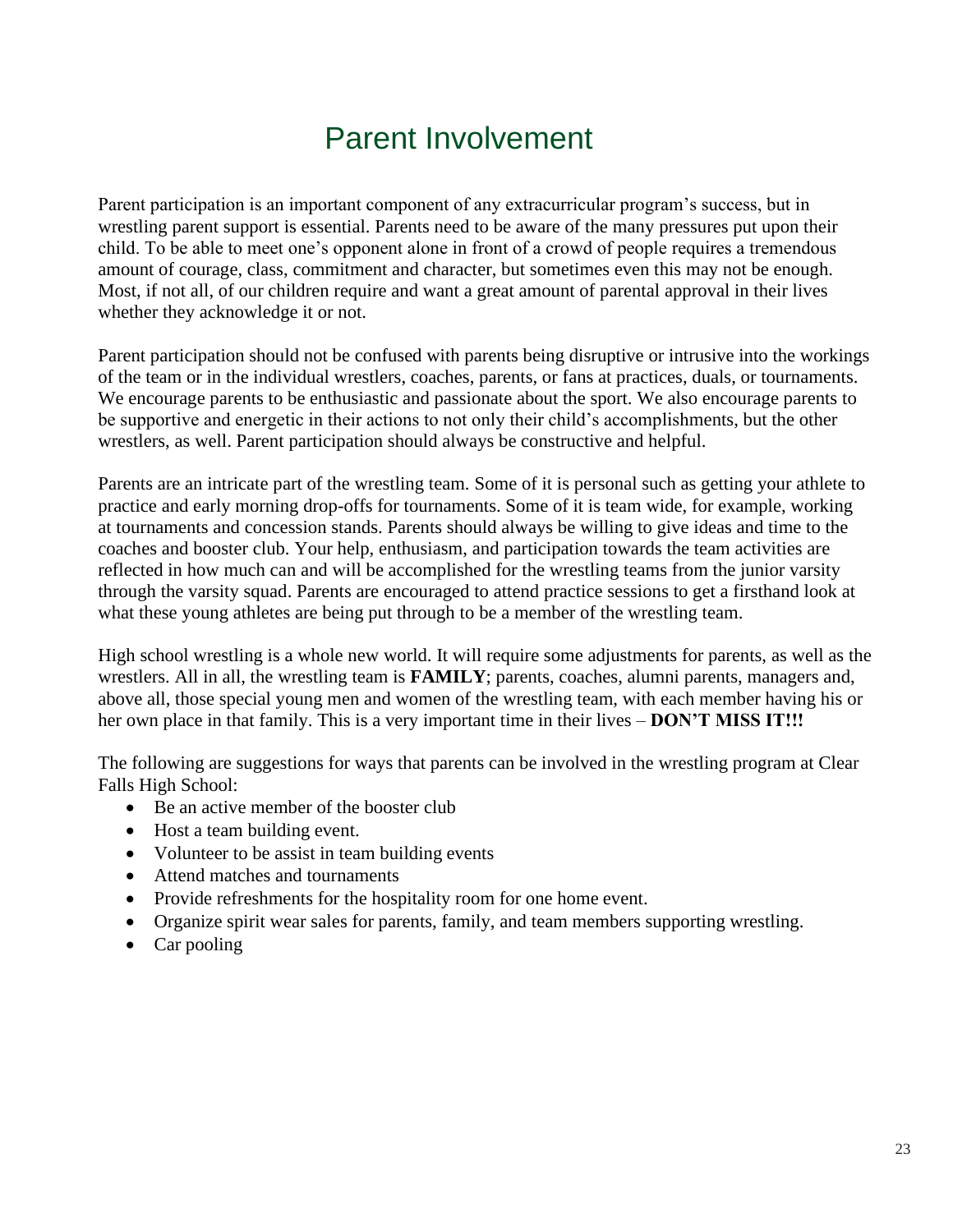# Parent Involvement

Parent participation is an important component of any extracurricular program's success, but in wrestling parent support is essential. Parents need to be aware of the many pressures put upon their child. To be able to meet one's opponent alone in front of a crowd of people requires a tremendous amount of courage, class, commitment and character, but sometimes even this may not be enough. Most, if not all, of our children require and want a great amount of parental approval in their lives whether they acknowledge it or not.

Parent participation should not be confused with parents being disruptive or intrusive into the workings of the team or in the individual wrestlers, coaches, parents, or fans at practices, duals, or tournaments. We encourage parents to be enthusiastic and passionate about the sport. We also encourage parents to be supportive and energetic in their actions to not only their child's accomplishments, but the other wrestlers, as well. Parent participation should always be constructive and helpful.

Parents are an intricate part of the wrestling team. Some of it is personal such as getting your athlete to practice and early morning drop-offs for tournaments. Some of it is team wide, for example, working at tournaments and concession stands. Parents should always be willing to give ideas and time to the coaches and booster club. Your help, enthusiasm, and participation towards the team activities are reflected in how much can and will be accomplished for the wrestling teams from the junior varsity through the varsity squad. Parents are encouraged to attend practice sessions to get a firsthand look at what these young athletes are being put through to be a member of the wrestling team.

High school wrestling is a whole new world. It will require some adjustments for parents, as well as the wrestlers. All in all, the wrestling team is **FAMILY**; parents, coaches, alumni parents, managers and, above all, those special young men and women of the wrestling team, with each member having his or her own place in that family. This is a very important time in their lives – **DON'T MISS IT!!!**

The following are suggestions for ways that parents can be involved in the wrestling program at Clear Falls High School:

- Be an active member of the booster club
- Host a team building event.
- Volunteer to be assist in team building events
- Attend matches and tournaments
- Provide refreshments for the hospitality room for one home event.
- Organize spirit wear sales for parents, family, and team members supporting wrestling.
- Car pooling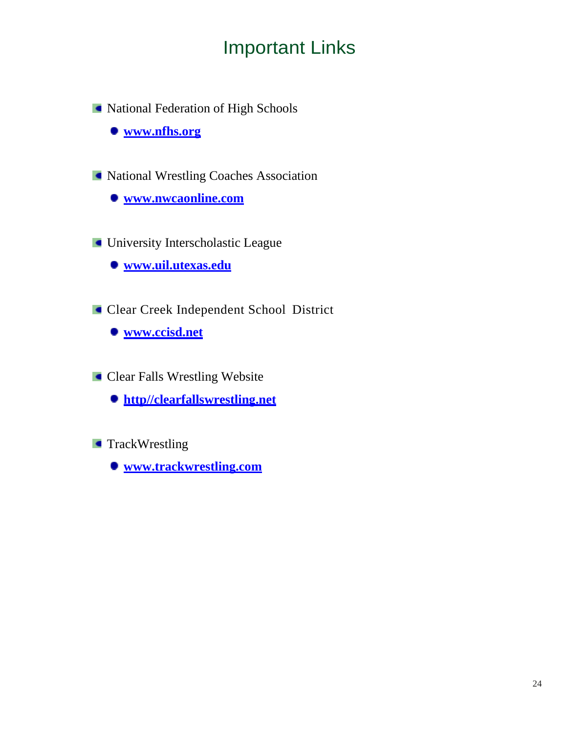# Important Links

- National Federation of High Schools
  - **www.nfhs.org**
- National Wrestling Coaches Association
  - **www.nwcaonline.com**
- University Interscholastic League
  - **www.uil.utexas.edu**
- Clear Creek Independent School District
  - **www.ccisd.net**
- Clear Falls Wrestling Website
  - **http//clearfallswrestling.net**
- TrackWrestling
  - **www.trackwrestling.com**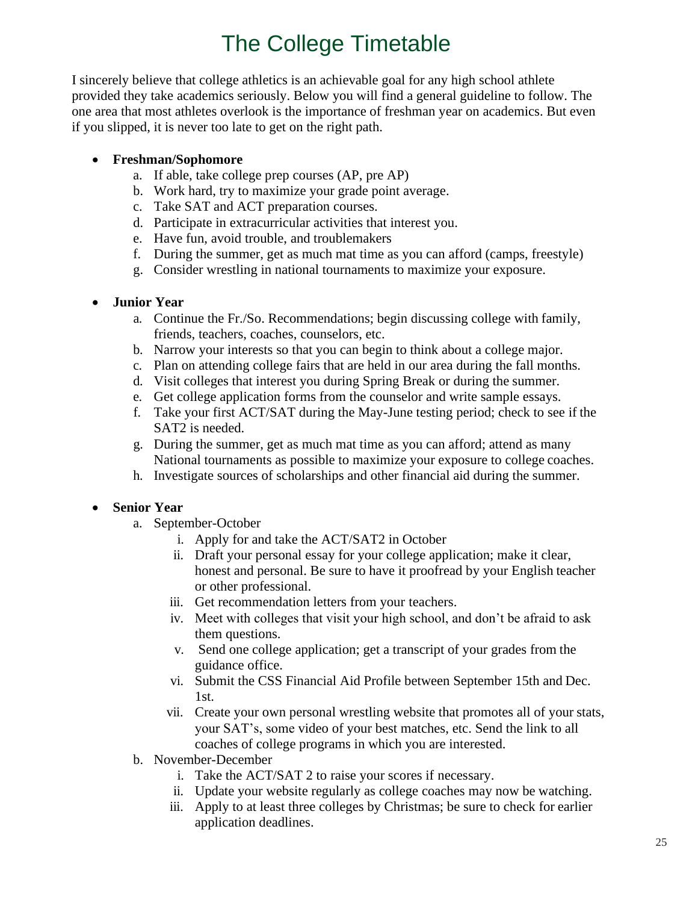# The College Timetable

I sincerely believe that college athletics is an achievable goal for any high school athlete provided they take academics seriously. Below you will find a general guideline to follow. The one area that most athletes overlook is the importance of freshman year on academics. But even if you slipped, it is never too late to get on the right path.

- **Freshman/Sophomore**
  a. If able, take college prep courses (AP, pre AP)
  b. Work hard, try to maximize your grade point average.
  c. Take SAT and ACT preparation courses.
  d. Participate in extracurricular activities that interest you.
  e. Have fun, avoid trouble, and troublemakers
  f. During the summer, get as much mat time as you can afford (camps, freestyle)
  g. Consider wrestling in national tournaments to maximize your exposure.

- **Junior Year**
  a. Continue the Fr./So. Recommendations; begin discussing college with family, friends, teachers, coaches, counselors, etc.
  b. Narrow your interests so that you can begin to think about a college major.
  c. Plan on attending college fairs that are held in our area during the fall months.
  d. Visit colleges that interest you during Spring Break or during the summer.
  e. Get college application forms from the counselor and write sample essays.
  f. Take your first ACT/SAT during the May-June testing period; check to see if the SAT2 is needed.
  g. During the summer, get as much mat time as you can afford; attend as many National tournaments as possible to maximize your exposure to college coaches.
  h. Investigate sources of scholarships and other financial aid during the summer.

- **Senior Year**
  a. September-October
     i. Apply for and take the ACT/SAT2 in October
     ii. Draft your personal essay for your college application; make it clear, honest and personal. Be sure to have it proofread by your English teacher or other professional.
     iii. Get recommendation letters from your teachers.
     iv. Meet with colleges that visit your high school, and don't be afraid to ask them questions.
     v. Send one college application; get a transcript of your grades from the guidance office.
     vi. Submit the CSS Financial Aid Profile between September 15th and Dec. 1st.
     vii. Create your own personal wrestling website that promotes all of your stats, your SAT's, some video of your best matches, etc. Send the link to all coaches of college programs in which you are interested.
  b. November-December
     i. Take the ACT/SAT 2 to raise your scores if necessary.
     ii. Update your website regularly as college coaches may now be watching.
     iii. Apply to at least three colleges by Christmas; be sure to check for earlier application deadlines.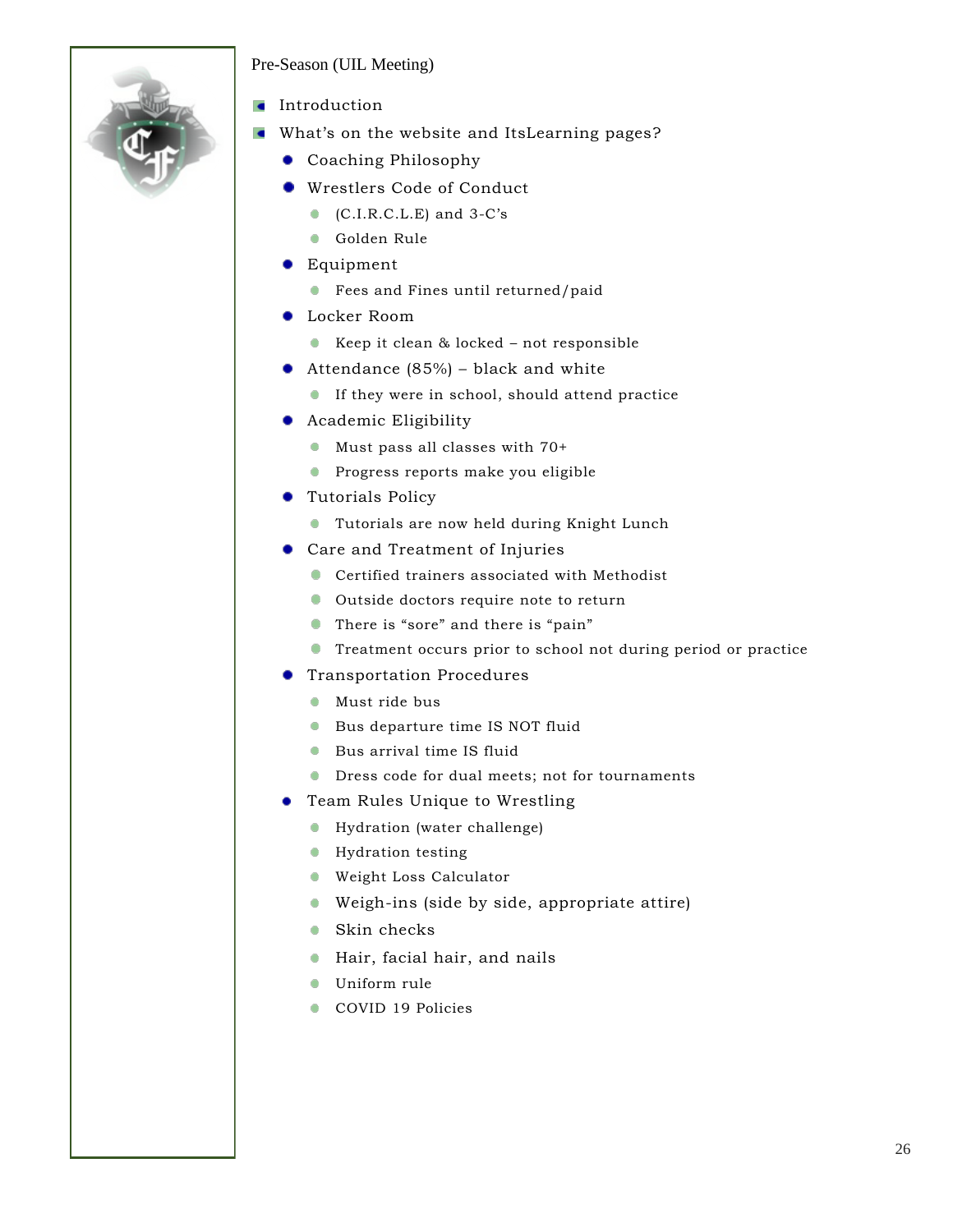Pre-Season (UIL Meeting)

- Introduction
- What's on the website and ItsLearning pages?
  - Coaching Philosophy
  - Wrestlers Code of Conduct
    - (C.I.R.C.L.E) and 3-C's
    - Golden Rule
  - Equipment
    - Fees and Fines until returned/paid
  - Locker Room
    - Keep it clean & locked – not responsible
  - Attendance (85%) – black and white
    - If they were in school, should attend practice
  - Academic Eligibility
    - Must pass all classes with 70+
    - Progress reports make you eligible
  - Tutorials Policy
    - Tutorials are now held during Knight Lunch
  - Care and Treatment of Injuries
    - Certified trainers associated with Methodist
    - Outside doctors require note to return
    - There is "sore" and there is "pain"
    - Treatment occurs prior to school not during period or practice
  - Transportation Procedures
    - Must ride bus
    - Bus departure time IS NOT fluid
    - Bus arrival time IS fluid
    - Dress code for dual meets; not for tournaments
  - Team Rules Unique to Wrestling
    - Hydration (water challenge)
    - Hydration testing
    - Weight Loss Calculator
    - Weigh-ins (side by side, appropriate attire)
    - Skin checks
    - Hair, facial hair, and nails
    - Uniform rule
    - COVID 19 Policies